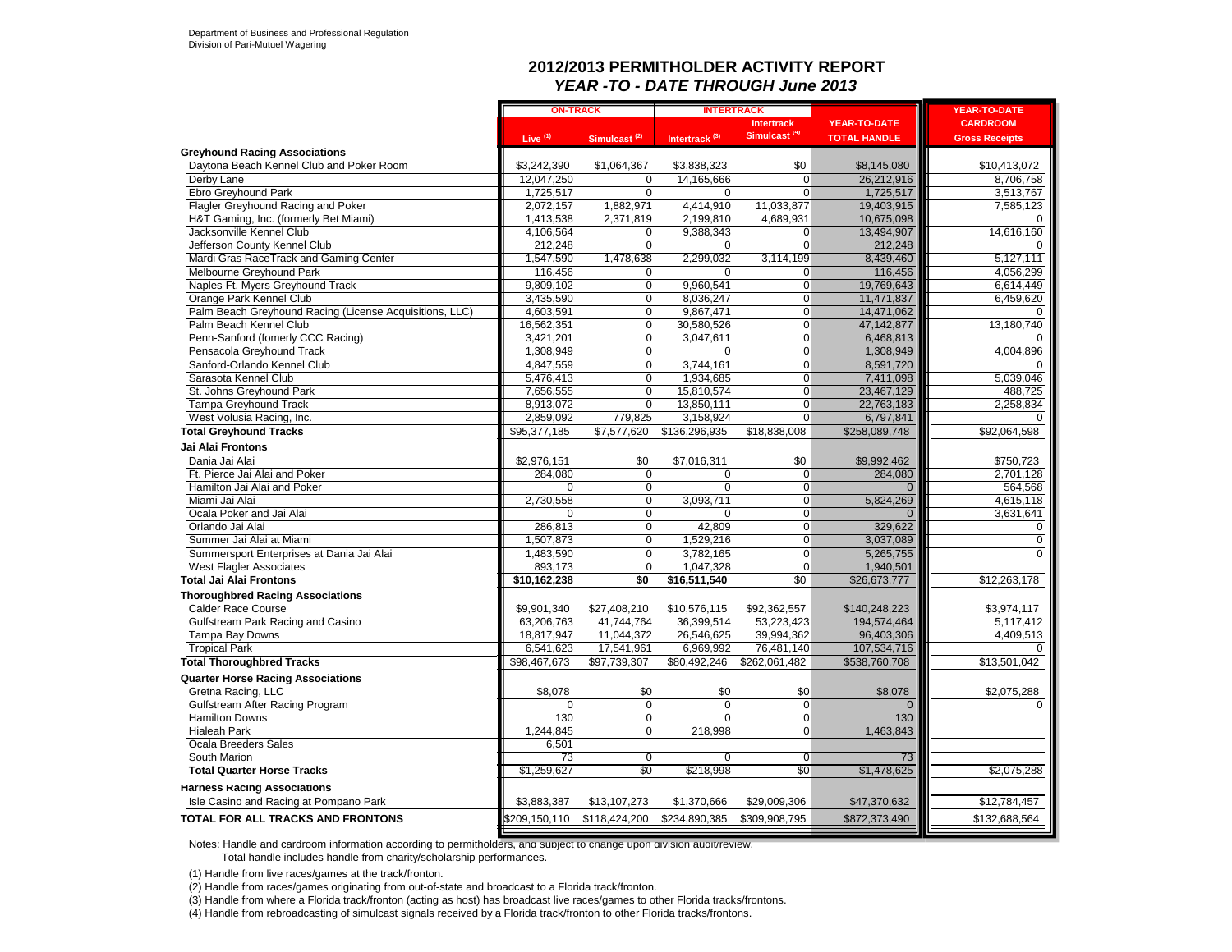Department of Business and Professional Regulation
Division of Pari-Mutuel Wagering

## 2012/2013 PERMITHOLDER ACTIVITY REPORT

### *YEAR -TO - DATE THROUGH June 2013*

| | ON-TRACK | | INTERTRACK | | YEAR-TO-DATE | YEAR-TO-DATE |
|---|---|---|---|---|---|---|
| | Live (1) | Simulcast (2) | Intertrack (3) | Intertrack Simulcast (4) | TOTAL HANDLE | CARDROOM Gross Receipts |
| **Greyhound Racing Associations** | | | | | | |
| Daytona Beach Kennel Club and Poker Room | $3,242,390 | $1,064,367 | $3,838,323 | $0 | $8,145,080 | $10,413,072 |
| Derby Lane | 12,047,250 | 0 | 14,165,666 | 0 | 26,212,916 | 8,706,758 |
| Ebro Greyhound Park | 1,725,517 | 0 | 0 | 0 | 1,725,517 | 3,513,767 |
| Flagler Greyhound Racing and Poker | 2,072,157 | 1,882,971 | 4,414,910 | 11,033,877 | 19,403,915 | 7,585,123 |
| H&T Gaming, Inc. (formerly Bet Miami) | 1,413,538 | 2,371,819 | 2,199,810 | 4,689,931 | 10,675,098 | 0 |
| Jacksonville Kennel Club | 4,106,564 | 0 | 9,388,343 | 0 | 13,494,907 | 14,616,160 |
| Jefferson County Kennel Club | 212,248 | 0 | 0 | 0 | 212,248 | 0 |
| Mardi Gras RaceTrack and Gaming Center | 1,547,590 | 1,478,638 | 2,299,032 | 3,114,199 | 8,439,460 | 5,127,111 |
| Melbourne Greyhound Park | 116,456 | 0 | 0 | 0 | 116,456 | 4,056,299 |
| Naples-Ft. Myers Greyhound Track | 9,809,102 | 0 | 9,960,541 | 0 | 19,769,643 | 6,614,449 |
| Orange Park Kennel Club | 3,435,590 | 0 | 8,036,247 | 0 | 11,471,837 | 6,459,620 |
| Palm Beach Greyhound Racing (License Acquisitions, LLC) | 4,603,591 | 0 | 9,867,471 | 0 | 14,471,062 | 0 |
| Palm Beach Kennel Club | 16,562,351 | 0 | 30,580,526 | 0 | 47,142,877 | 13,180,740 |
| Penn-Sanford (fomerly CCC Racing) | 3,421,201 | 0 | 3,047,611 | 0 | 6,468,813 | 0 |
| Pensacola Greyhound Track | 1,308,949 | 0 | 0 | 0 | 1,308,949 | 4,004,896 |
| Sanford-Orlando Kennel Club | 4,847,559 | 0 | 3,744,161 | 0 | 8,591,720 | 0 |
| Sarasota Kennel Club | 5,476,413 | 0 | 1,934,685 | 0 | 7,411,098 | 5,039,046 |
| St. Johns Greyhound Park | 7,656,555 | 0 | 15,810,574 | 0 | 23,467,129 | 488,725 |
| Tampa Greyhound Track | 8,913,072 | 0 | 13,850,111 | 0 | 22,763,183 | 2,258,834 |
| West Volusia Racing, Inc. | 2,859,092 | 779,825 | 3,158,924 | 0 | 6,797,841 | 0 |
| **Total Greyhound Tracks** | $95,377,185 | $7,577,620 | $136,296,935 | $18,838,008 | $258,089,748 | $92,064,598 |
| **Jai Alai Frontons** | | | | | | |
| Dania Jai Alai | $2,976,151 | $0 | $7,016,311 | $0 | $9,992,462 | $750,723 |
| Ft. Pierce Jai Alai and Poker | 284,080 | 0 | 0 | 0 | 284,080 | 2,701,128 |
| Hamilton Jai Alai and Poker | 0 | 0 | 0 | 0 | 0 | 564,568 |
| Miami Jai Alai | 2,730,558 | 0 | 3,093,711 | 0 | 5,824,269 | 4,615,118 |
| Ocala Poker and Jai Alai | 0 | 0 | 0 | 0 | 0 | 3,631,641 |
| Orlando Jai Alai | 286,813 | 0 | 42,809 | 0 | 329,622 | 0 |
| Summer Jai Alai at Miami | 1,507,873 | 0 | 1,529,216 | 0 | 3,037,089 | 0 |
| Summersport Enterprises at Dania Jai Alai | 1,483,590 | 0 | 3,782,165 | 0 | 5,265,755 | 0 |
| West Flagler Associates | 893,173 | 0 | 1,047,328 | 0 | 1,940,501 | |
| **Total Jai Alai Frontons** | $10,162,238 | $0 | $16,511,540 | $0 | $26,673,777 | $12,263,178 |
| **Thoroughbred Racing Associations** | | | | | | |
| Calder Race Course | $9,901,340 | $27,408,210 | $10,576,115 | $92,362,557 | $140,248,223 | $3,974,117 |
| Gulfstream Park Racing and Casino | 63,206,763 | 41,744,764 | 36,399,514 | 53,223,423 | 194,574,464 | 5,117,412 |
| Tampa Bay Downs | 18,817,947 | 11,044,372 | 26,546,625 | 39,994,362 | 96,403,306 | 4,409,513 |
| Tropical Park | 6,541,623 | 17,541,961 | 6,969,992 | 76,481,140 | 107,534,716 | 0 |
| **Total Thoroughbred Tracks** | $98,467,673 | $97,739,307 | $80,492,246 | $262,061,482 | $538,760,708 | $13,501,042 |
| **Quarter Horse Racing Associations** | | | | | | |
| Gretna Racing, LLC | $8,078 | $0 | $0 | $0 | $8,078 | $2,075,288 |
| Gulfstream After Racing Program | 0 | 0 | 0 | 0 | 0 | 0 |
| Hamilton Downs | 130 | 0 | 0 | 0 | 130 | |
| Hialeah Park | 1,244,845 | 0 | 218,998 | 0 | 1,463,843 | |
| Ocala Breeders Sales | 6,501 | | | | | |
| South Marion | 73 | 0 | 0 | 0 | 73 | |
| **Total Quarter Horse Tracks** | $1,259,627 | $0 | $218,998 | $0 | $1,478,625 | $2,075,288 |
| **Harness Racing Associations** | | | | | | |
| Isle Casino and Racing at Pompano Park | $3,883,387 | $13,107,273 | $1,370,666 | $29,009,306 | $47,370,632 | $12,784,457 |
| **TOTAL FOR ALL TRACKS AND FRONTONS** | $209,150,110 | $118,424,200 | $234,890,385 | $309,908,795 | $872,373,490 | $132,688,564 |

Notes: Handle and cardroom information according to permitholders, and subject to change upon division audit/review.
Total handle includes handle from charity/scholarship performances.

(1) Handle from live races/games at the track/fronton.

(2) Handle from races/games originating from out-of-state and broadcast to a Florida track/fronton.

(3) Handle from where a Florida track/fronton (acting as host) has broadcast live races/games to other Florida tracks/frontons.

(4) Handle from rebroadcasting of simulcast signals received by a Florida track/fronton to other Florida tracks/frontons.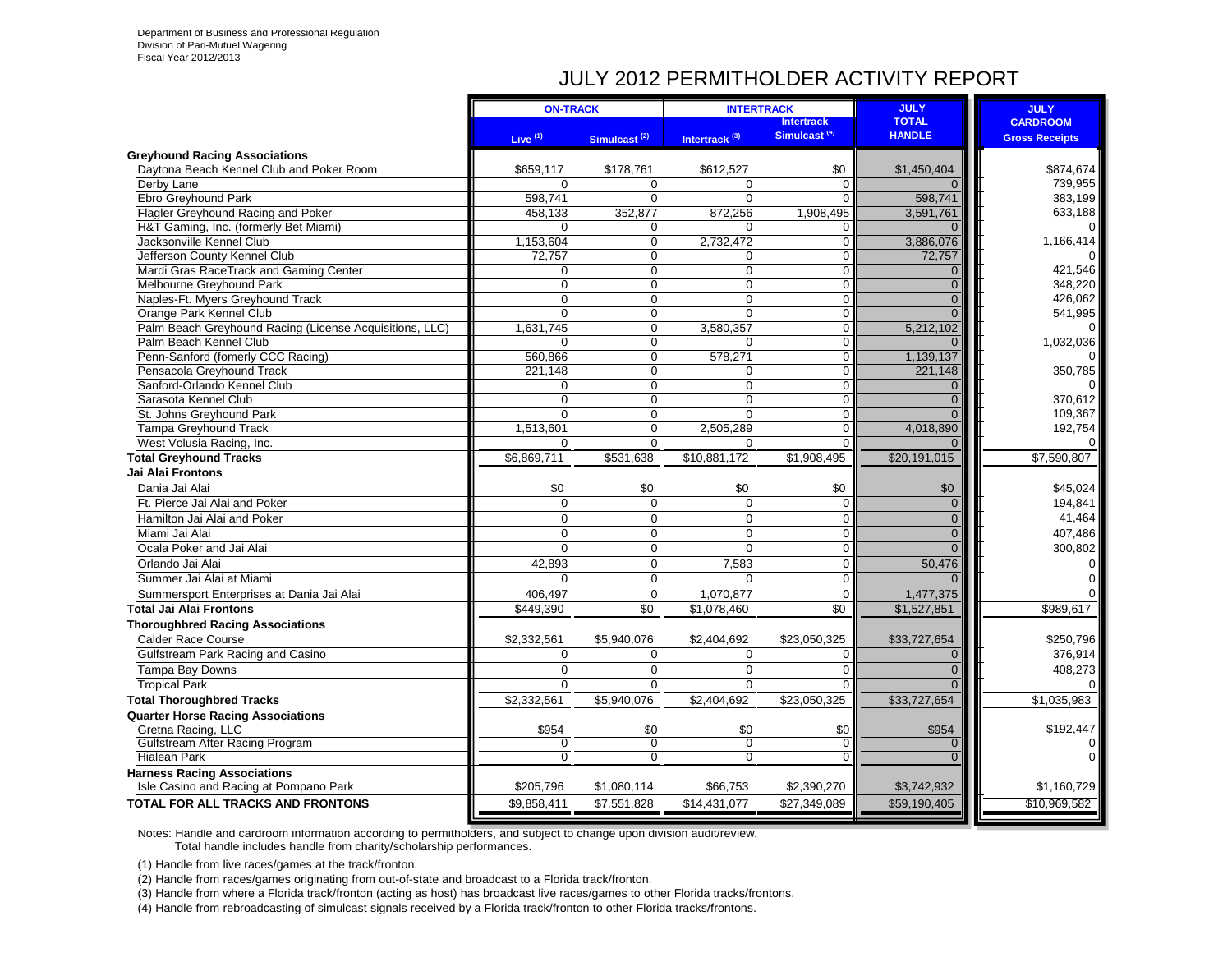Department of Business and Professional Regulation
Division of Pari-Mutuel Wagering
Fiscal Year 2012/2013

# JULY 2012 PERMITHOLDER ACTIVITY REPORT

| | ON-TRACK | | INTERTRACK | | JULY TOTAL HANDLE | JULY CARDROOM Gross Receipts |
|---|---|---|---|---|---|---|
| | Live [1] | Simulcast [2] | Intertrack [3] | Intertrack Simulcast [4] | | |
| **Greyhound Racing Associations** | | | | | | |
| Daytona Beach Kennel Club and Poker Room | $659,117 | $178,761 | $612,527 | $0 | $1,450,404 | $874,674 |
| Derby Lane | 0 | 0 | 0 | 0 | 0 | 739,955 |
| Ebro Greyhound Park | 598,741 | 0 | 0 | 0 | 598,741 | 383,199 |
| Flagler Greyhound Racing and Poker | 458,133 | 352,877 | 872,256 | 1,908,495 | 3,591,761 | 633,188 |
| H&T Gaming, Inc. (formerly Bet Miami) | 0 | 0 | 0 | 0 | 0 | 0 |
| Jacksonville Kennel Club | 1,153,604 | 0 | 2,732,472 | 0 | 3,886,076 | 1,166,414 |
| Jefferson County Kennel Club | 72,757 | 0 | 0 | 0 | 72,757 | 0 |
| Mardi Gras RaceTrack and Gaming Center | 0 | 0 | 0 | 0 | 0 | 421,546 |
| Melbourne Greyhound Park | 0 | 0 | 0 | 0 | 0 | 348,220 |
| Naples-Ft. Myers Greyhound Track | 0 | 0 | 0 | 0 | 0 | 426,062 |
| Orange Park Kennel Club | 0 | 0 | 0 | 0 | 0 | 541,995 |
| Palm Beach Greyhound Racing (License Acquisitions, LLC) | 1,631,745 | 0 | 3,580,357 | 0 | 5,212,102 | 0 |
| Palm Beach Kennel Club | 0 | 0 | 0 | 0 | 0 | 1,032,036 |
| Penn-Sanford (fomerly CCC Racing) | 560,866 | 0 | 578,271 | 0 | 1,139,137 | 0 |
| Pensacola Greyhound Track | 221,148 | 0 | 0 | 0 | 221,148 | 350,785 |
| Sanford-Orlando Kennel Club | 0 | 0 | 0 | 0 | 0 | 0 |
| Sarasota Kennel Club | 0 | 0 | 0 | 0 | 0 | 370,612 |
| St. Johns Greyhound Park | 0 | 0 | 0 | 0 | 0 | 109,367 |
| Tampa Greyhound Track | 1,513,601 | 0 | 2,505,289 | 0 | 4,018,890 | 192,754 |
| West Volusia Racing, Inc. | 0 | 0 | 0 | 0 | 0 | 0 |
| **Total Greyhound Tracks** | $6,869,711 | $531,638 | $10,881,172 | $1,908,495 | $20,191,015 | $7,590,807 |
| **Jai Alai Frontons** | | | | | | |
| Dania Jai Alai | $0 | $0 | $0 | $0 | $0 | $45,024 |
| Ft. Pierce Jai Alai and Poker | 0 | 0 | 0 | 0 | 0 | 194,841 |
| Hamilton Jai Alai and Poker | 0 | 0 | 0 | 0 | 0 | 41,464 |
| Miami Jai Alai | 0 | 0 | 0 | 0 | 0 | 407,486 |
| Ocala Poker and Jai Alai | 0 | 0 | 0 | 0 | 0 | 300,802 |
| Orlando Jai Alai | 42,893 | 0 | 7,583 | 0 | 50,476 | 0 |
| Summer Jai Alai at Miami | 0 | 0 | 0 | 0 | 0 | 0 |
| Summersport Enterprises at Dania Jai Alai | 406,497 | 0 | 1,070,877 | 0 | 1,477,375 | 0 |
| **Total Jai Alai Frontons** | $449,390 | $0 | $1,078,460 | $0 | $1,527,851 | $989,617 |
| **Thoroughbred Racing Associations** | | | | | | |
| Calder Race Course | $2,332,561 | $5,940,076 | $2,404,692 | $23,050,325 | $33,727,654 | $250,796 |
| Gulfstream Park Racing and Casino | 0 | 0 | 0 | 0 | 0 | 376,914 |
| Tampa Bay Downs | 0 | 0 | 0 | 0 | 0 | 408,273 |
| Tropical Park | 0 | 0 | 0 | 0 | 0 | 0 |
| **Total Thoroughbred Tracks** | $2,332,561 | $5,940,076 | $2,404,692 | $23,050,325 | $33,727,654 | $1,035,983 |
| **Quarter Horse Racing Associations** | | | | | | |
| Gretna Racing, LLC | $954 | $0 | $0 | $0 | $954 | $192,447 |
| Gulfstream After Racing Program | 0 | 0 | 0 | 0 | 0 | 0 |
| Hialeah Park | 0 | 0 | 0 | 0 | 0 | 0 |
| **Harness Racing Associations** | | | | | | |
| Isle Casino and Racing at Pompano Park | $205,796 | $1,080,114 | $66,753 | $2,390,270 | $3,742,932 | $1,160,729 |
| **TOTAL FOR ALL TRACKS AND FRONTONS** | $9,858,411 | $7,551,828 | $14,431,077 | $27,349,089 | $59,190,405 | $10,969,582 |

Notes: Handle and cardroom information according to permitholders, and subject to change upon division audit/review.
Total handle includes handle from charity/scholarship performances.

(1) Handle from live races/games at the track/fronton.

(2) Handle from races/games originating from out-of-state and broadcast to a Florida track/fronton.

(3) Handle from where a Florida track/fronton (acting as host) has broadcast live races/games to other Florida tracks/frontons.

(4) Handle from rebroadcasting of simulcast signals received by a Florida track/fronton to other Florida tracks/frontons.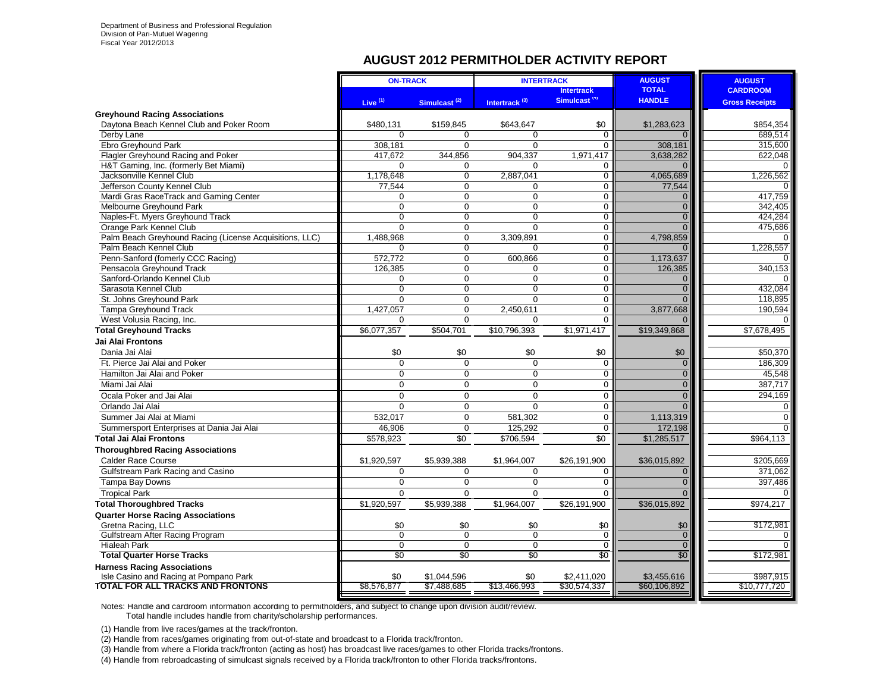Department of Business and Professional Regulation
Division of Pari-Mutuel Wagering
Fiscal Year 2012/2013

# AUGUST 2012 PERMITHOLDER ACTIVITY REPORT

| | ON-TRACK | | INTERTRACK | | AUGUST TOTAL HANDLE | AUGUST CARDROOM Gross Receipts |
|---|---|---|---|---|---|---|
| | Live (1) | Simulcast (2) | Intertrack (3) | Intertrack Simulcast (4) | | |
| **Greyhound Racing Associations** | | | | | | |
| Daytona Beach Kennel Club and Poker Room | $480,131 | $159,845 | $643,647 | $0 | $1,283,623 | $854,354 |
| Derby Lane | 0 | 0 | 0 | 0 | 0 | 689,514 |
| Ebro Greyhound Park | 308,181 | 0 | 0 | 0 | 308,181 | 315,600 |
| Flagler Greyhound Racing and Poker | 417,672 | 344,856 | 904,337 | 1,971,417 | 3,638,282 | 622,048 |
| H&T Gaming, Inc. (formerly Bet Miami) | 0 | 0 | 0 | 0 | 0 | 0 |
| Jacksonville Kennel Club | 1,178,648 | 0 | 2,887,041 | 0 | 4,065,689 | 1,226,562 |
| Jefferson County Kennel Club | 77,544 | 0 | 0 | 0 | 77,544 | 0 |
| Mardi Gras RaceTrack and Gaming Center | 0 | 0 | 0 | 0 | 0 | 417,759 |
| Melbourne Greyhound Park | 0 | 0 | 0 | 0 | 0 | 342,405 |
| Naples-Ft. Myers Greyhound Track | 0 | 0 | 0 | 0 | 0 | 424,284 |
| Orange Park Kennel Club | 0 | 0 | 0 | 0 | 0 | 475,686 |
| Palm Beach Greyhound Racing (License Acquisitions, LLC) | 1,488,968 | 0 | 3,309,891 | 0 | 4,798,859 | 0 |
| Palm Beach Kennel Club | 0 | 0 | 0 | 0 | 0 | 1,228,557 |
| Penn-Sanford (fomerly CCC Racing) | 572,772 | 0 | 600,866 | 0 | 1,173,637 | 0 |
| Pensacola Greyhound Track | 126,385 | 0 | 0 | 0 | 126,385 | 340,153 |
| Sanford-Orlando Kennel Club | 0 | 0 | 0 | 0 | 0 | 0 |
| Sarasota Kennel Club | 0 | 0 | 0 | 0 | 0 | 432,084 |
| St. Johns Greyhound Park | 0 | 0 | 0 | 0 | 0 | 118,895 |
| Tampa Greyhound Track | 1,427,057 | 0 | 2,450,611 | 0 | 3,877,668 | 190,594 |
| West Volusia Racing, Inc. | 0 | 0 | 0 | 0 | 0 | 0 |
| **Total Greyhound Tracks** | $6,077,357 | $504,701 | $10,796,393 | $1,971,417 | $19,349,868 | $7,678,495 |
| **Jai Alai Frontons** | | | | | | |
| Dania Jai Alai | $0 | $0 | $0 | $0 | $0 | $50,370 |
| Ft. Pierce Jai Alai and Poker | 0 | 0 | 0 | 0 | 0 | 186,309 |
| Hamilton Jai Alai and Poker | 0 | 0 | 0 | 0 | 0 | 45,548 |
| Miami Jai Alai | 0 | 0 | 0 | 0 | 0 | 387,717 |
| Ocala Poker and Jai Alai | 0 | 0 | 0 | 0 | 0 | 294,169 |
| Orlando Jai Alai | 0 | 0 | 0 | 0 | 0 | 0 |
| Summer Jai Alai at Miami | 532,017 | 0 | 581,302 | 0 | 1,113,319 | 0 |
| Summersport Enterprises at Dania Jai Alai | 46,906 | 0 | 125,292 | 0 | 172,198 | 0 |
| **Total Jai Alai Frontons** | $578,923 | $0 | $706,594 | $0 | $1,285,517 | $964,113 |
| **Thoroughbred Racing Associations** | | | | | | |
| Calder Race Course | $1,920,597 | $5,939,388 | $1,964,007 | $26,191,900 | $36,015,892 | $205,669 |
| Gulfstream Park Racing and Casino | 0 | 0 | 0 | 0 | 0 | 371,062 |
| Tampa Bay Downs | 0 | 0 | 0 | 0 | 0 | 397,486 |
| Tropical Park | 0 | 0 | 0 | 0 | 0 | 0 |
| **Total Thoroughbred Tracks** | $1,920,597 | $5,939,388 | $1,964,007 | $26,191,900 | $36,015,892 | $974,217 |
| **Quarter Horse Racing Associations** | | | | | | |
| Gretna Racing, LLC | $0 | $0 | $0 | $0 | $0 | $172,981 |
| Gulfstream After Racing Program | 0 | 0 | 0 | 0 | 0 | 0 |
| Hialeah Park | 0 | 0 | 0 | 0 | 0 | 0 |
| **Total Quarter Horse Tracks** | $0 | $0 | $0 | $0 | $0 | $172,981 |
| **Harness Racing Associations** | | | | | | |
| Isle Casino and Racing at Pompano Park | $0 | $1,044,596 | $0 | $2,411,020 | $3,455,616 | $987,915 |
| **TOTAL FOR ALL TRACKS AND FRONTONS** | $8,576,877 | $7,488,685 | $13,466,993 | $30,574,337 | $60,106,892 | $10,777,720 |

Notes: Handle and cardroom information according to permitholders, and subject to change upon division audit/review.
Total handle includes handle from charity/scholarship performances.

(1) Handle from live races/games at the track/fronton.

(2) Handle from races/games originating from out-of-state and broadcast to a Florida track/fronton.

(3) Handle from where a Florida track/fronton (acting as host) has broadcast live races/games to other Florida tracks/frontons.

(4) Handle from rebroadcasting of simulcast signals received by a Florida track/fronton to other Florida tracks/frontons.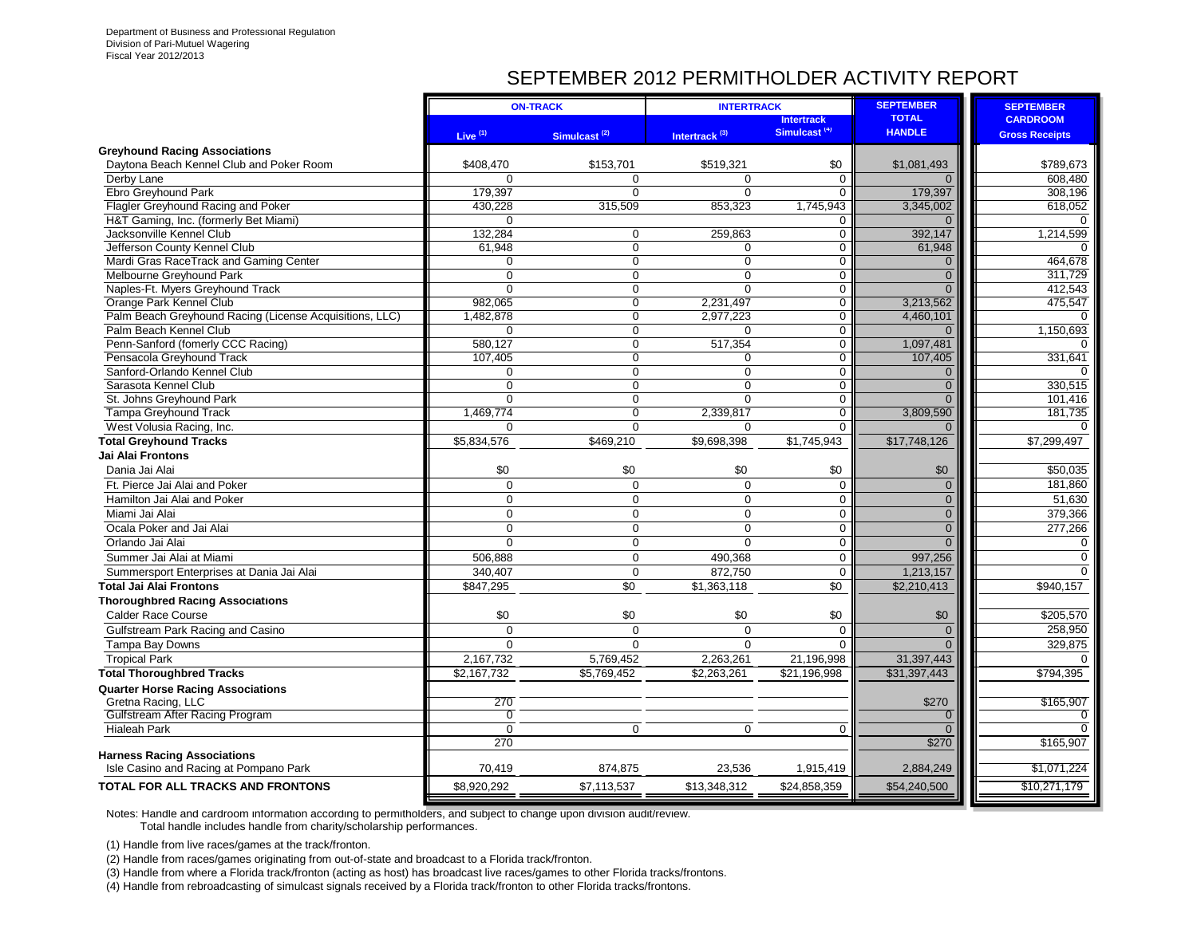Department of Business and Professional Regulation
Division of Pari-Mutuel Wagering
Fiscal Year 2012/2013

# SEPTEMBER 2012 PERMITHOLDER ACTIVITY REPORT

| | ON-TRACK | | INTERTRACK | | SEPTEMBER TOTAL HANDLE | SEPTEMBER CARDROOM Gross Receipts |
|---|---|---|---|---|---|---|
| | Live [1] | Simulcast [2] | Intertrack [3] | Intertrack Simulcast [4] | | |
| **Greyhound Racing Associations** | | | | | | |
| Daytona Beach Kennel Club and Poker Room | $408,470 | $153,701 | $519,321 | $0 | $1,081,493 | $789,673 |
| Derby Lane | 0 | 0 | 0 | 0 | 0 | 608,480 |
| Ebro Greyhound Park | 179,397 | 0 | 0 | 0 | 179,397 | 308,196 |
| Flagler Greyhound Racing and Poker | 430,228 | 315,509 | 853,323 | 1,745,943 | 3,345,002 | 618,052 |
| H&T Gaming, Inc. (formerly Bet Miami) | 0 | | | 0 | 0 | 0 |
| Jacksonville Kennel Club | 132,284 | 0 | 259,863 | 0 | 392,147 | 1,214,599 |
| Jefferson County Kennel Club | 61,948 | 0 | 0 | 0 | 61,948 | 0 |
| Mardi Gras RaceTrack and Gaming Center | 0 | 0 | 0 | 0 | 0 | 464,678 |
| Melbourne Greyhound Park | 0 | 0 | 0 | 0 | 0 | 311,729 |
| Naples-Ft. Myers Greyhound Track | 0 | 0 | 0 | 0 | 0 | 412,543 |
| Orange Park Kennel Club | 982,065 | 0 | 2,231,497 | 0 | 3,213,562 | 475,547 |
| Palm Beach Greyhound Racing (License Acquisitions, LLC) | 1,482,878 | 0 | 2,977,223 | 0 | 4,460,101 | 0 |
| Palm Beach Kennel Club | 0 | 0 | 0 | 0 | 0 | 1,150,693 |
| Penn-Sanford (fomerly CCC Racing) | 580,127 | 0 | 517,354 | 0 | 1,097,481 | 0 |
| Pensacola Greyhound Track | 107,405 | 0 | 0 | 0 | 107,405 | 331,641 |
| Sanford-Orlando Kennel Club | 0 | 0 | 0 | 0 | 0 | 0 |
| Sarasota Kennel Club | 0 | 0 | 0 | 0 | 0 | 330,515 |
| St. Johns Greyhound Park | 0 | 0 | 0 | 0 | 0 | 101,416 |
| Tampa Greyhound Track | 1,469,774 | 0 | 2,339,817 | 0 | 3,809,590 | 181,735 |
| West Volusia Racing, Inc. | 0 | 0 | 0 | 0 | 0 | 0 |
| **Total Greyhound Tracks** | $5,834,576 | $469,210 | $9,698,398 | $1,745,943 | $17,748,126 | $7,299,497 |
| **Jai Alai Frontons** | | | | | | |
| Dania Jai Alai | $0 | $0 | $0 | $0 | $0 | $50,035 |
| Ft. Pierce Jai Alai and Poker | 0 | 0 | 0 | 0 | 0 | 181,860 |
| Hamilton Jai Alai and Poker | 0 | 0 | 0 | 0 | 0 | 51,630 |
| Miami Jai Alai | 0 | 0 | 0 | 0 | 0 | 379,366 |
| Ocala Poker and Jai Alai | 0 | 0 | 0 | 0 | 0 | 277,266 |
| Orlando Jai Alai | 0 | 0 | 0 | 0 | 0 | 0 |
| Summer Jai Alai at Miami | 506,888 | 0 | 490,368 | 0 | 997,256 | 0 |
| Summersport Enterprises at Dania Jai Alai | 340,407 | 0 | 872,750 | 0 | 1,213,157 | 0 |
| **Total Jai Alai Frontons** | $847,295 | $0 | $1,363,118 | $0 | $2,210,413 | $940,157 |
| **Thoroughbred Racing Associations** | | | | | | |
| Calder Race Course | $0 | $0 | $0 | $0 | $0 | $205,570 |
| Gulfstream Park Racing and Casino | 0 | 0 | 0 | 0 | 0 | 258,950 |
| Tampa Bay Downs | 0 | 0 | 0 | 0 | 0 | 329,875 |
| Tropical Park | 2,167,732 | 5,769,452 | 2,263,261 | 21,196,998 | 31,397,443 | 0 |
| **Total Thoroughbred Tracks** | $2,167,732 | $5,769,452 | $2,263,261 | $21,196,998 | $31,397,443 | $794,395 |
| **Quarter Horse Racing Associations** | | | | | | |
| Gretna Racing, LLC | 270 | | | | $270 | $165,907 |
| Gulfstream After Racing Program | 0 | | | | 0 | 0 |
| Hialeah Park | 0 | 0 | 0 | 0 | 0 | 0 |
| | 270 | | | | $270 | $165,907 |
| **Harness Racing Associations** | | | | | | |
| Isle Casino and Racing at Pompano Park | 70,419 | 874,875 | 23,536 | 1,915,419 | 2,884,249 | $1,071,224 |
| **TOTAL FOR ALL TRACKS AND FRONTONS** | $8,920,292 | $7,113,537 | $13,348,312 | $24,858,359 | $54,240,500 | $10,271,179 |

Notes: Handle and cardroom information according to permitholders, and subject to change upon division audit/review.
Total handle includes handle from charity/scholarship performances.

(1) Handle from live races/games at the track/fronton.

(2) Handle from races/games originating from out-of-state and broadcast to a Florida track/fronton.

(3) Handle from where a Florida track/fronton (acting as host) has broadcast live races/games to other Florida tracks/frontons.

(4) Handle from rebroadcasting of simulcast signals received by a Florida track/fronton to other Florida tracks/frontons.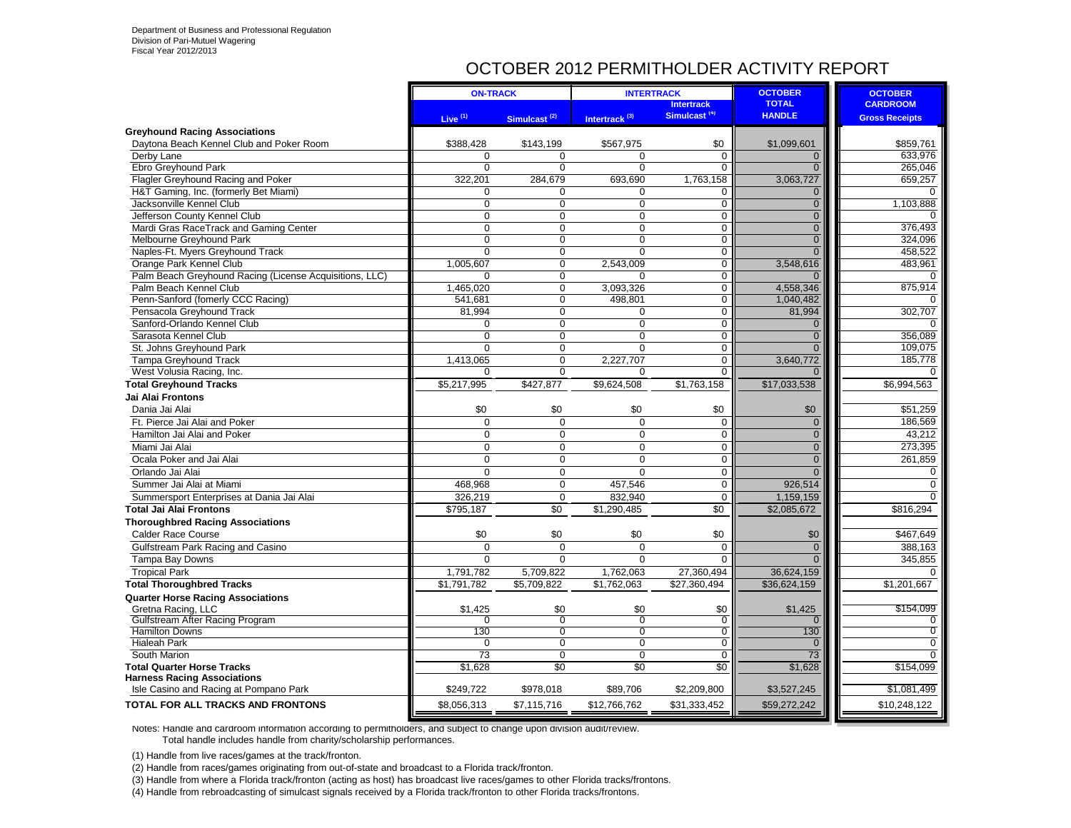Department of Business and Professional Regulation
Division of Pari-Mutuel Wagering
Fiscal Year 2012/2013

# OCTOBER 2012 PERMITHOLDER ACTIVITY REPORT

| | ON-TRACK | | INTERTRACK | | OCTOBER TOTAL HANDLE | OCTOBER CARDROOM Gross Receipts |
|---|---|---|---|---|---|---|
| | Live (1) | Simulcast (2) | Intertrack (3) | Intertrack Simulcast (4) | | |
| **Greyhound Racing Associations** | | | | | | |
| Daytona Beach Kennel Club and Poker Room | $388,428 | $143,199 | $567,975 | $0 | $1,099,601 | $859,761 |
| Derby Lane | 0 | 0 | 0 | 0 | 0 | 633,976 |
| Ebro Greyhound Park | 0 | 0 | 0 | 0 | 0 | 265,046 |
| Flagler Greyhound Racing and Poker | 322,201 | 284,679 | 693,690 | 1,763,158 | 3,063,727 | 659,257 |
| H&T Gaming, Inc. (formerly Bet Miami) | 0 | 0 | 0 | 0 | 0 | 0 |
| Jacksonville Kennel Club | 0 | 0 | 0 | 0 | 0 | 1,103,888 |
| Jefferson County Kennel Club | 0 | 0 | 0 | 0 | 0 | 0 |
| Mardi Gras RaceTrack and Gaming Center | 0 | 0 | 0 | 0 | 0 | 376,493 |
| Melbourne Greyhound Park | 0 | 0 | 0 | 0 | 0 | 324,096 |
| Naples-Ft. Myers Greyhound Track | 0 | 0 | 0 | 0 | 0 | 458,522 |
| Orange Park Kennel Club | 1,005,607 | 0 | 2,543,009 | 0 | 3,548,616 | 483,961 |
| Palm Beach Greyhound Racing (License Acquisitions, LLC) | 0 | 0 | 0 | 0 | 0 | 0 |
| Palm Beach Kennel Club | 1,465,020 | 0 | 3,093,326 | 0 | 4,558,346 | 875,914 |
| Penn-Sanford (fomerly CCC Racing) | 541,681 | 0 | 498,801 | 0 | 1,040,482 | 0 |
| Pensacola Greyhound Track | 81,994 | 0 | 0 | 0 | 81,994 | 302,707 |
| Sanford-Orlando Kennel Club | 0 | 0 | 0 | 0 | 0 | 0 |
| Sarasota Kennel Club | 0 | 0 | 0 | 0 | 0 | 356,089 |
| St. Johns Greyhound Park | 0 | 0 | 0 | 0 | 0 | 109,075 |
| Tampa Greyhound Track | 1,413,065 | 0 | 2,227,707 | 0 | 3,640,772 | 185,778 |
| West Volusia Racing, Inc. | 0 | 0 | 0 | 0 | 0 | 0 |
| **Total Greyhound Tracks** | $5,217,995 | $427,877 | $9,624,508 | $1,763,158 | $17,033,538 | $6,994,563 |
| **Jai Alai Frontons** | | | | | | |
| Dania Jai Alai | $0 | $0 | $0 | $0 | $0 | $51,259 |
| Ft. Pierce Jai Alai and Poker | 0 | 0 | 0 | 0 | 0 | 186,569 |
| Hamilton Jai Alai and Poker | 0 | 0 | 0 | 0 | 0 | 43,212 |
| Miami Jai Alai | 0 | 0 | 0 | 0 | 0 | 273,395 |
| Ocala Poker and Jai Alai | 0 | 0 | 0 | 0 | 0 | 261,859 |
| Orlando Jai Alai | 0 | 0 | 0 | 0 | 0 | 0 |
| Summer Jai Alai at Miami | 468,968 | 0 | 457,546 | 0 | 926,514 | 0 |
| Summersport Enterprises at Dania Jai Alai | 326,219 | 0 | 832,940 | 0 | 1,159,159 | 0 |
| **Total Jai Alai Frontons** | $795,187 | $0 | $1,290,485 | $0 | $2,085,672 | $816,294 |
| **Thoroughbred Racing Associations** | | | | | | |
| Calder Race Course | $0 | $0 | $0 | $0 | $0 | $467,649 |
| Gulfstream Park Racing and Casino | 0 | 0 | 0 | 0 | 0 | 388,163 |
| Tampa Bay Downs | 0 | 0 | 0 | 0 | 0 | 345,855 |
| Tropical Park | 1,791,782 | 5,709,822 | 1,762,063 | 27,360,494 | 36,624,159 | 0 |
| **Total Thoroughbred Tracks** | $1,791,782 | $5,709,822 | $1,762,063 | $27,360,494 | $36,624,159 | $1,201,667 |
| **Quarter Horse Racing Associations** | | | | | | |
| Gretna Racing, LLC | $1,425 | $0 | $0 | $0 | $1,425 | $154,099 |
| Gulfstream After Racing Program | 0 | 0 | 0 | 0 | 0 | 0 |
| Hamilton Downs | 130 | 0 | 0 | 0 | 130 | 0 |
| Hialeah Park | 0 | 0 | 0 | 0 | 0 | 0 |
| South Marion | 73 | 0 | 0 | 0 | 73 | 0 |
| **Total Quarter Horse Tracks** | $1,628 | $0 | $0 | $0 | $1,628 | $154,099 |
| **Harness Racing Associations** | | | | | | |
| Isle Casino and Racing at Pompano Park | $249,722 | $978,018 | $89,706 | $2,209,800 | $3,527,245 | $1,081,499 |
| **TOTAL FOR ALL TRACKS AND FRONTONS** | $8,056,313 | $7,115,716 | $12,766,762 | $31,333,452 | $59,272,242 | $10,248,122 |

Notes: Handle and cardroom information according to permitholders, and subject to change upon division audit/review.
Total handle includes handle from charity/scholarship performances.

(1) Handle from live races/games at the track/fronton.

(2) Handle from races/games originating from out-of-state and broadcast to a Florida track/fronton.

(3) Handle from where a Florida track/fronton (acting as host) has broadcast live races/games to other Florida tracks/frontons.

(4) Handle from rebroadcasting of simulcast signals received by a Florida track/fronton to other Florida tracks/frontons.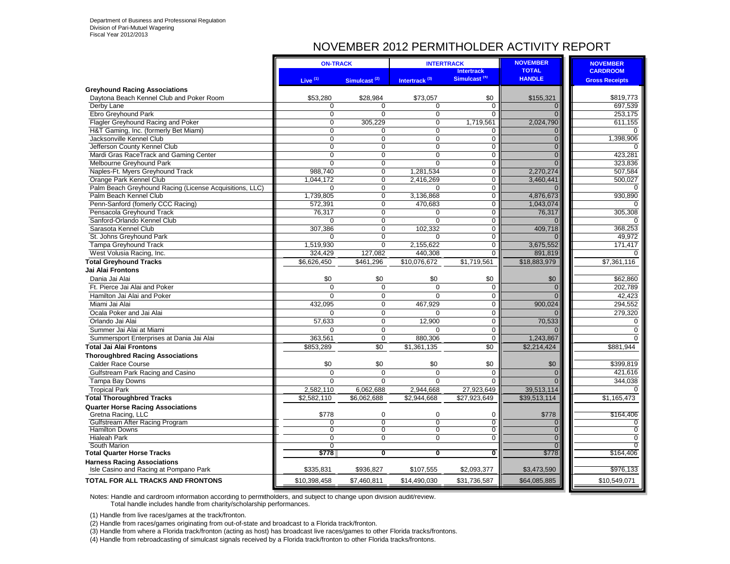Department of Business and Professional Regulation
Division of Pari-Mutuel Wagering
Fiscal Year 2012/2013

# NOVEMBER 2012 PERMITHOLDER ACTIVITY REPORT

| | ON-TRACK | | INTERTRACK | | NOVEMBER | NOVEMBER |
|---|---|---|---|---|---|---|
| | Live [1] | Simulcast [2] | Intertrack [3] | Intertrack Simulcast [4] | TOTAL HANDLE | CARDROOM Gross Receipts |
| **Greyhound Racing Associations** | | | | | | |
| Daytona Beach Kennel Club and Poker Room | $53,280 | $28,984 | $73,057 | $0 | $155,321 | $819,773 |
| Derby Lane | 0 | 0 | 0 | 0 | 0 | 697,539 |
| Ebro Greyhound Park | 0 | 0 | 0 | 0 | 0 | 253,175 |
| Flagler Greyhound Racing and Poker | 0 | 305,229 | 0 | 1,719,561 | 2,024,790 | 611,155 |
| H&T Gaming, Inc. (formerly Bet Miami) | 0 | 0 | 0 | 0 | 0 | 0 |
| Jacksonville Kennel Club | 0 | 0 | 0 | 0 | 0 | 1,398,906 |
| Jefferson County Kennel Club | 0 | 0 | 0 | 0 | 0 | 0 |
| Mardi Gras RaceTrack and Gaming Center | 0 | 0 | 0 | 0 | 0 | 423,281 |
| Melbourne Greyhound Park | 0 | 0 | 0 | 0 | 0 | 323,836 |
| Naples-Ft. Myers Greyhound Track | 988,740 | 0 | 1,281,534 | 0 | 2,270,274 | 507,584 |
| Orange Park Kennel Club | 1,044,172 | 0 | 2,416,269 | 0 | 3,460,441 | 500,027 |
| Palm Beach Greyhound Racing (License Acquisitions, LLC) | 0 | 0 | 0 | 0 | 0 | 0 |
| Palm Beach Kennel Club | 1,739,805 | 0 | 3,136,868 | 0 | 4,876,673 | 930,890 |
| Penn-Sanford (fomerly CCC Racing) | 572,391 | 0 | 470,683 | 0 | 1,043,074 | 0 |
| Pensacola Greyhound Track | 76,317 | 0 | 0 | 0 | 76,317 | 305,308 |
| Sanford-Orlando Kennel Club | 0 | 0 | 0 | 0 | 0 | 0 |
| Sarasota Kennel Club | 307,386 | 0 | 102,332 | 0 | 409,718 | 368,253 |
| St. Johns Greyhound Park | 0 | 0 | 0 | 0 | 0 | 49,972 |
| Tampa Greyhound Track | 1,519,930 | 0 | 2,155,622 | 0 | 3,675,552 | 171,417 |
| West Volusia Racing, Inc. | 324,429 | 127,082 | 440,308 | 0 | 891,819 | 0 |
| **Total Greyhound Tracks** | $6,626,450 | $461,296 | $10,076,672 | $1,719,561 | $18,883,979 | $7,361,116 |
| **Jai Alai Frontons** | | | | | | |
| Dania Jai Alai | $0 | $0 | $0 | $0 | $0 | $62,860 |
| Ft. Pierce Jai Alai and Poker | 0 | 0 | 0 | 0 | 0 | 202,789 |
| Hamilton Jai Alai and Poker | 0 | 0 | 0 | 0 | 0 | 42,423 |
| Miami Jai Alai | 432,095 | 0 | 467,929 | 0 | 900,024 | 294,552 |
| Ocala Poker and Jai Alai | 0 | 0 | 0 | 0 | 0 | 279,320 |
| Orlando Jai Alai | 57,633 | 0 | 12,900 | 0 | 70,533 | 0 |
| Summer Jai Alai at Miami | 0 | 0 | 0 | 0 | 0 | 0 |
| Summersport Enterprises at Dania Jai Alai | 363,561 | 0 | 880,306 | 0 | 1,243,867 | 0 |
| **Total Jai Alai Frontons** | $853,289 | $0 | $1,361,135 | $0 | $2,214,424 | $881,944 |
| **Thoroughbred Racing Associations** | | | | | | |
| Calder Race Course | $0 | $0 | $0 | $0 | $0 | $399,819 |
| Gulfstream Park Racing and Casino | 0 | 0 | 0 | 0 | 0 | 421,616 |
| Tampa Bay Downs | 0 | 0 | 0 | 0 | 0 | 344,038 |
| Tropical Park | 2,582,110 | 6,062,688 | 2,944,668 | 27,923,649 | 39,513,114 | 0 |
| **Total Thoroughbred Tracks** | $2,582,110 | $6,062,688 | $2,944,668 | $27,923,649 | $39,513,114 | $1,165,473 |
| **Quarter Horse Racing Associations** | | | | | | |
| Gretna Racing, LLC | $778 | 0 | 0 | 0 | $778 | $164,406 |
| Gulfstream After Racing Program | 0 | 0 | 0 | 0 | 0 | 0 |
| Hamilton Downs | 0 | 0 | 0 | 0 | 0 | 0 |
| Hialeah Park | 0 | 0 | 0 | 0 | 0 | 0 |
| South Marion | 0 | | | | 0 | 0 |
| **Total Quarter Horse Tracks** | $778 | 0 | 0 | 0 | $778 | $164,406 |
| **Harness Racing Associations** | | | | | | |
| Isle Casino and Racing at Pompano Park | $335,831 | $936,827 | $107,555 | $2,093,377 | $3,473,590 | $976,133 |
| **TOTAL FOR ALL TRACKS AND FRONTONS** | $10,398,458 | $7,460,811 | $14,490,030 | $31,736,587 | $64,085,885 | $10,549,071 |

Notes: Handle and cardroom information according to permitholders, and subject to change upon division audit/review.
Total handle includes handle from charity/scholarship performances.

(1) Handle from live races/games at the track/fronton.

(2) Handle from races/games originating from out-of-state and broadcast to a Florida track/fronton.

(3) Handle from where a Florida track/fronton (acting as host) has broadcast live races/games to other Florida tracks/frontons.

(4) Handle from rebroadcasting of simulcast signals received by a Florida track/fronton to other Florida tracks/frontons.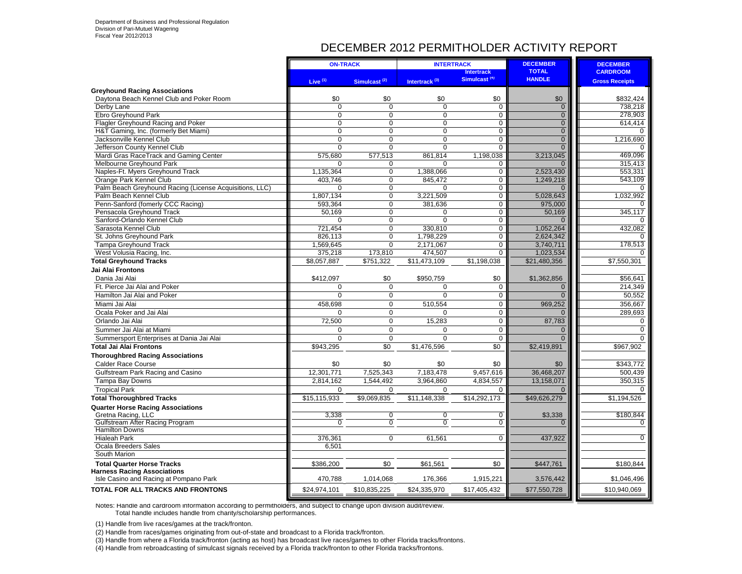Department of Business and Professional Regulation
Division of Pari-Mutuel Wagering
Fiscal Year 2012/2013

# DECEMBER 2012 PERMITHOLDER ACTIVITY REPORT

| | ON-TRACK | | INTERTRACK | | DECEMBER TOTAL HANDLE | DECEMBER CARDROOM |
|---|---|---|---|---|---|---|
| | Live [1] | Simulcast [2] | Intertrack [3] | Intertrack Simulcast [4] | | Gross Receipts |
| **Greyhound Racing Associations** | | | | | | |
| Daytona Beach Kennel Club and Poker Room | $0 | $0 | $0 | $0 | $0 | $832,424 |
| Derby Lane | 0 | 0 | 0 | 0 | 0 | 738,218 |
| Ebro Greyhound Park | 0 | 0 | 0 | 0 | 0 | 278,903 |
| Flagler Greyhound Racing and Poker | 0 | 0 | 0 | 0 | 0 | 614,414 |
| H&T Gaming, Inc. (formerly Bet Miami) | 0 | 0 | 0 | 0 | 0 | 0 |
| Jacksonville Kennel Club | 0 | 0 | 0 | 0 | 0 | 1,216,690 |
| Jefferson County Kennel Club | 0 | 0 | 0 | 0 | 0 | 0 |
| Mardi Gras RaceTrack and Gaming Center | 575,680 | 577,513 | 861,814 | 1,198,038 | 3,213,045 | 469,096 |
| Melbourne Greyhound Park | 0 | 0 | 0 | 0 | 0 | 315,413 |
| Naples-Ft. Myers Greyhound Track | 1,135,364 | 0 | 1,388,066 | 0 | 2,523,430 | 553,331 |
| Orange Park Kennel Club | 403,746 | 0 | 845,472 | 0 | 1,249,218 | 543,109 |
| Palm Beach Greyhound Racing (License Acquisitions, LLC) | 0 | 0 | 0 | 0 | 0 | 0 |
| Palm Beach Kennel Club | 1,807,134 | 0 | 3,221,509 | 0 | 5,028,643 | 1,032,992 |
| Penn-Sanford (fomerly CCC Racing) | 593,364 | 0 | 381,636 | 0 | 975,000 | 0 |
| Pensacola Greyhound Track | 50,169 | 0 | 0 | 0 | 50,169 | 345,117 |
| Sanford-Orlando Kennel Club | 0 | 0 | 0 | 0 | 0 | 0 |
| Sarasota Kennel Club | 721,454 | 0 | 330,810 | 0 | 1,052,264 | 432,082 |
| St. Johns Greyhound Park | 826,113 | 0 | 1,798,229 | 0 | 2,624,342 | 0 |
| Tampa Greyhound Track | 1,569,645 | 0 | 2,171,067 | 0 | 3,740,711 | 178,513 |
| West Volusia Racing, Inc. | 375,218 | 173,810 | 474,507 | 0 | 1,023,534 | 0 |
| **Total Greyhound Tracks** | $8,057,887 | $751,322 | $11,473,109 | $1,198,038 | $21,480,356 | $7,550,301 |
| **Jai Alai Frontons** | | | | | | |
| Dania Jai Alai | $412,097 | $0 | $950,759 | $0 | $1,362,856 | $56,641 |
| Ft. Pierce Jai Alai and Poker | 0 | 0 | 0 | 0 | 0 | 214,349 |
| Hamilton Jai Alai and Poker | 0 | 0 | 0 | 0 | 0 | 50,552 |
| Miami Jai Alai | 458,698 | 0 | 510,554 | 0 | 969,252 | 356,667 |
| Ocala Poker and Jai Alai | 0 | 0 | 0 | 0 | 0 | 289,693 |
| Orlando Jai Alai | 72,500 | 0 | 15,283 | 0 | 87,783 | 0 |
| Summer Jai Alai at Miami | 0 | 0 | 0 | 0 | 0 | 0 |
| Summersport Enterprises at Dania Jai Alai | 0 | 0 | 0 | 0 | 0 | 0 |
| **Total Jai Alai Frontons** | $943,295 | $0 | $1,476,596 | $0 | $2,419,891 | $967,902 |
| **Thoroughbred Racing Associations** | | | | | | |
| Calder Race Course | $0 | $0 | $0 | $0 | $0 | $343,772 |
| Gulfstream Park Racing and Casino | 12,301,771 | 7,525,343 | 7,183,478 | 9,457,616 | 36,468,207 | 500,439 |
| Tampa Bay Downs | 2,814,162 | 1,544,492 | 3,964,860 | 4,834,557 | 13,158,071 | 350,315 |
| Tropical Park | 0 | 0 | 0 | 0 | 0 | 0 |
| **Total Thoroughbred Tracks** | $15,115,933 | $9,069,835 | $11,148,338 | $14,292,173 | $49,626,279 | $1,194,526 |
| **Quarter Horse Racing Associations** | | | | | | |
| Gretna Racing, LLC | 3,338 | 0 | 0 | 0 | $3,338 | $180,844 |
| Gulfstream After Racing Program | 0 | 0 | 0 | 0 | 0 | 0 |
| Hamilton Downs | | | | | | |
| Hialeah Park | 376,361 | 0 | 61,561 | 0 | 437,922 | 0 |
| Ocala Breeders Sales | 6,501 | | | | | |
| South Marion | | | | | | |
| **Total Quarter Horse Tracks** | $386,200 | $0 | $61,561 | $0 | $447,761 | $180,844 |
| **Harness Racing Associations** | | | | | | |
| Isle Casino and Racing at Pompano Park | 470,788 | 1,014,068 | 176,366 | 1,915,221 | 3,576,442 | $1,046,496 |
| **TOTAL FOR ALL TRACKS AND FRONTONS** | $24,974,101 | $10,835,225 | $24,335,970 | $17,405,432 | $77,550,728 | $10,940,069 |

Notes: Handle and cardroom information according to permitholders, and subject to change upon division audit/review.
Total handle includes handle from charity/scholarship performances.

(1) Handle from live races/games at the track/fronton.

(2) Handle from races/games originating from out-of-state and broadcast to a Florida track/fronton.

(3) Handle from where a Florida track/fronton (acting as host) has broadcast live races/games to other Florida tracks/frontons.

(4) Handle from rebroadcasting of simulcast signals received by a Florida track/fronton to other Florida tracks/frontons.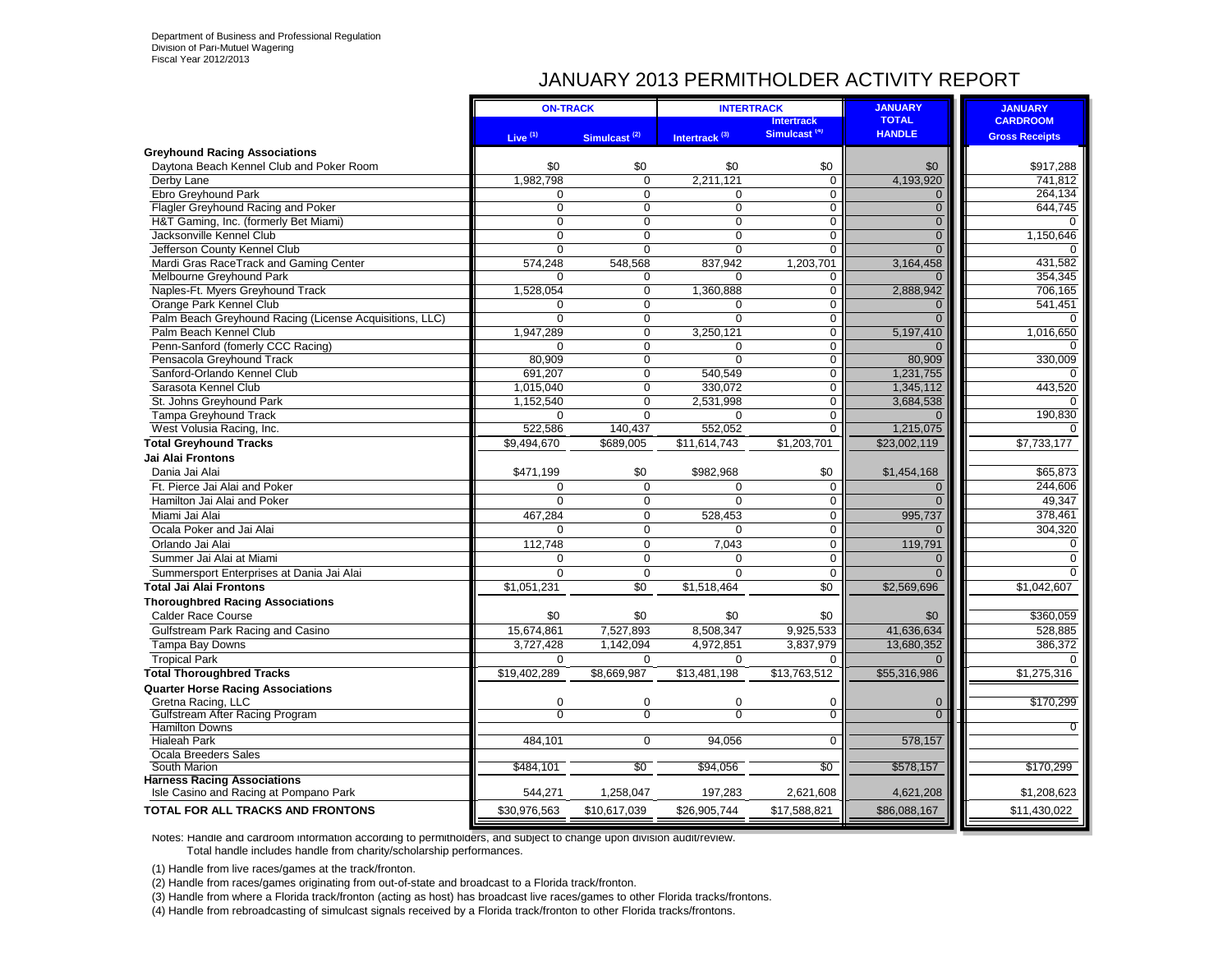Department of Business and Professional Regulation
Division of Pari-Mutuel Wagering
Fiscal Year 2012/2013

# JANUARY 2013 PERMITHOLDER ACTIVITY REPORT

| | ON-TRACK | | INTERTRACK | | JANUARY TOTAL HANDLE | JANUARY CARDROOM Gross Receipts |
|---|---|---|---|---|---|---|
| | Live [1] | Simulcast [2] | Intertrack [3] | Intertrack Simulcast [4] | | |
| **Greyhound Racing Associations** | | | | | | |
| Daytona Beach Kennel Club and Poker Room | $0 | $0 | $0 | $0 | $0 | $917,288 |
| Derby Lane | 1,982,798 | 0 | 2,211,121 | 0 | 4,193,920 | 741,812 |
| Ebro Greyhound Park | 0 | 0 | 0 | 0 | 0 | 264,134 |
| Flagler Greyhound Racing and Poker | 0 | 0 | 0 | 0 | 0 | 644,745 |
| H&T Gaming, Inc. (formerly Bet Miami) | 0 | 0 | 0 | 0 | 0 | 0 |
| Jacksonville Kennel Club | 0 | 0 | 0 | 0 | 0 | 1,150,646 |
| Jefferson County Kennel Club | 0 | 0 | 0 | 0 | 0 | 0 |
| Mardi Gras RaceTrack and Gaming Center | 574,248 | 548,568 | 837,942 | 1,203,701 | 3,164,458 | 431,582 |
| Melbourne Greyhound Park | 0 | 0 | 0 | 0 | 0 | 354,345 |
| Naples-Ft. Myers Greyhound Track | 1,528,054 | 0 | 1,360,888 | 0 | 2,888,942 | 706,165 |
| Orange Park Kennel Club | 0 | 0 | 0 | 0 | 0 | 541,451 |
| Palm Beach Greyhound Racing (License Acquisitions, LLC) | 0 | 0 | 0 | 0 | 0 | 0 |
| Palm Beach Kennel Club | 1,947,289 | 0 | 3,250,121 | 0 | 5,197,410 | 1,016,650 |
| Penn-Sanford (fomerly CCC Racing) | 0 | 0 | 0 | 0 | 0 | 0 |
| Pensacola Greyhound Track | 80,909 | 0 | 0 | 0 | 80,909 | 330,009 |
| Sanford-Orlando Kennel Club | 691,207 | 0 | 540,549 | 0 | 1,231,755 | 0 |
| Sarasota Kennel Club | 1,015,040 | 0 | 330,072 | 0 | 1,345,112 | 443,520 |
| St. Johns Greyhound Park | 1,152,540 | 0 | 2,531,998 | 0 | 3,684,538 | 0 |
| Tampa Greyhound Track | 0 | 0 | 0 | 0 | 0 | 190,830 |
| West Volusia Racing, Inc. | 522,586 | 140,437 | 552,052 | 0 | 1,215,075 | 0 |
| **Total Greyhound Tracks** | $9,494,670 | $689,005 | $11,614,743 | $1,203,701 | $23,002,119 | $7,733,177 |
| **Jai Alai Frontons** | | | | | | |
| Dania Jai Alai | $471,199 | $0 | $982,968 | $0 | $1,454,168 | $65,873 |
| Ft. Pierce Jai Alai and Poker | 0 | 0 | 0 | 0 | 0 | 244,606 |
| Hamilton Jai Alai and Poker | 0 | 0 | 0 | 0 | 0 | 49,347 |
| Miami Jai Alai | 467,284 | 0 | 528,453 | 0 | 995,737 | 378,461 |
| Ocala Poker and Jai Alai | 0 | 0 | 0 | 0 | 0 | 304,320 |
| Orlando Jai Alai | 112,748 | 0 | 7,043 | 0 | 119,791 | 0 |
| Summer Jai Alai at Miami | 0 | 0 | 0 | 0 | 0 | 0 |
| Summersport Enterprises at Dania Jai Alai | 0 | 0 | 0 | 0 | 0 | 0 |
| **Total Jai Alai Frontons** | $1,051,231 | $0 | $1,518,464 | $0 | $2,569,696 | $1,042,607 |
| **Thoroughbred Racing Associations** | | | | | | |
| Calder Race Course | $0 | $0 | $0 | $0 | $0 | $360,059 |
| Gulfstream Park Racing and Casino | 15,674,861 | 7,527,893 | 8,508,347 | 9,925,533 | 41,636,634 | 528,885 |
| Tampa Bay Downs | 3,727,428 | 1,142,094 | 4,972,851 | 3,837,979 | 13,680,352 | 386,372 |
| Tropical Park | 0 | 0 | 0 | 0 | 0 | 0 |
| **Total Thoroughbred Tracks** | $19,402,289 | $8,669,987 | $13,481,198 | $13,763,512 | $55,316,986 | $1,275,316 |
| **Quarter Horse Racing Associations** | | | | | | |
| Gretna Racing, LLC | 0 | 0 | 0 | 0 | 0 | $170,299 |
| Gulfstream After Racing Program | 0 | 0 | 0 | 0 | 0 | |
| Hamilton Downs | | | | | | 0 |
| Hialeah Park | 484,101 | 0 | 94,056 | 0 | 578,157 | |
| Ocala Breeders Sales | | | | | | |
| South Marion | $484,101 | $0 | $94,056 | $0 | $578,157 | $170,299 |
| **Harness Racing Associations** | | | | | | |
| Isle Casino and Racing at Pompano Park | 544,271 | 1,258,047 | 197,283 | 2,621,608 | 4,621,208 | $1,208,623 |
| **TOTAL FOR ALL TRACKS AND FRONTONS** | $30,976,563 | $10,617,039 | $26,905,744 | $17,588,821 | $86,088,167 | $11,430,022 |

Notes: Handle and cardroom information according to permitholders, and subject to change upon division audit/review.
Total handle includes handle from charity/scholarship performances.

(1) Handle from live races/games at the track/fronton.

(2) Handle from races/games originating from out-of-state and broadcast to a Florida track/fronton.

(3) Handle from where a Florida track/fronton (acting as host) has broadcast live races/games to other Florida tracks/frontons.

(4) Handle from rebroadcasting of simulcast signals received by a Florida track/fronton to other Florida tracks/frontons.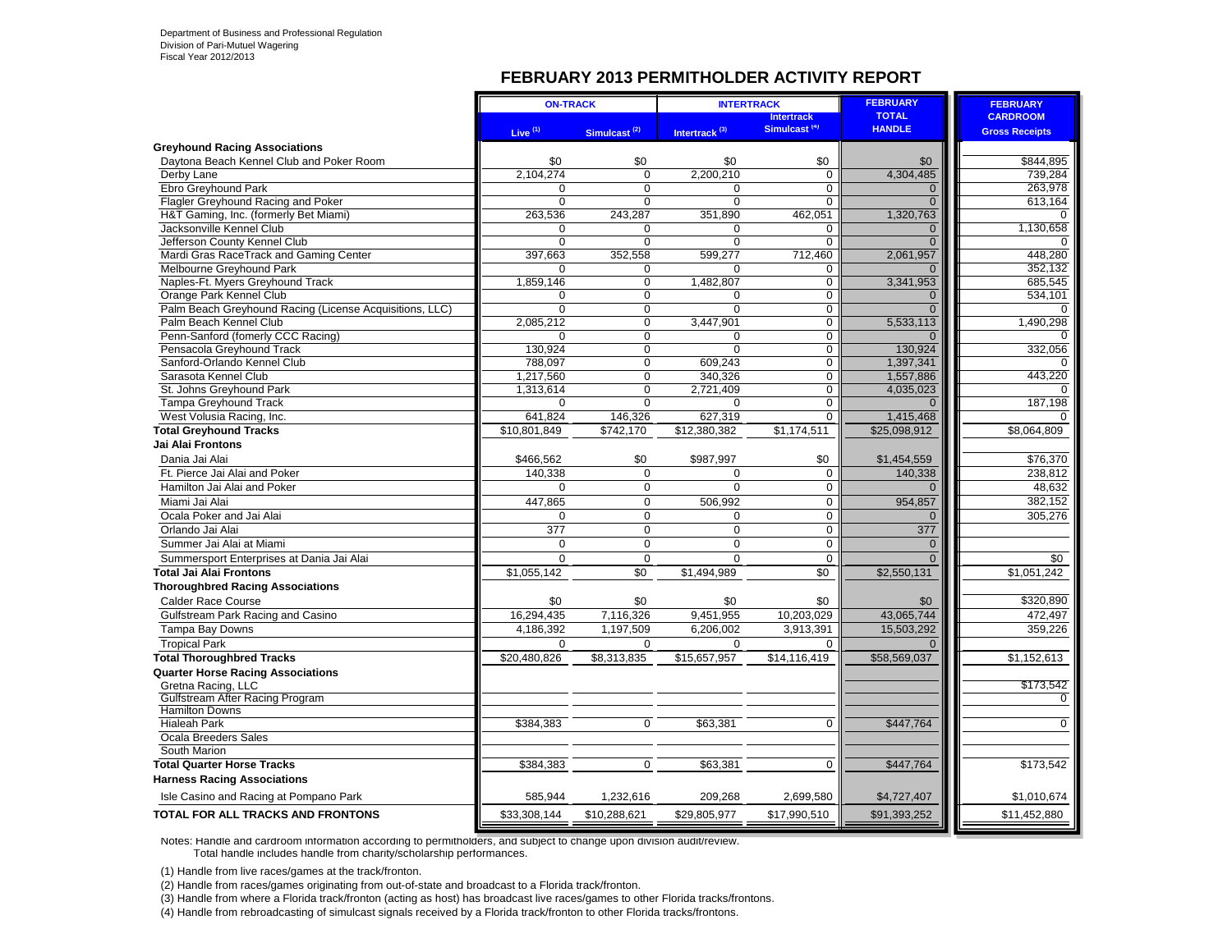Department of Business and Professional Regulation
Division of Pari-Mutuel Wagering
Fiscal Year 2012/2013

## FEBRUARY 2013 PERMITHOLDER ACTIVITY REPORT

| | ON-TRACK | | INTERTRACK | | FEBRUARY TOTAL HANDLE | FEBRUARY CARDROOM Gross Receipts |
|---|---|---|---|---|---|---|
| | Live (1) | Simulcast (2) | Intertrack (3) | Intertrack Simulcast (4) | | |
| **Greyhound Racing Associations** | | | | | | |
| Daytona Beach Kennel Club and Poker Room | $0 | $0 | $0 | $0 | $0 | $844,895 |
| Derby Lane | 2,104,274 | 0 | 2,200,210 | 0 | 4,304,485 | 739,284 |
| Ebro Greyhound Park | 0 | 0 | 0 | 0 | 0 | 263,978 |
| Flagler Greyhound Racing and Poker | 0 | 0 | 0 | 0 | 0 | 613,164 |
| H&T Gaming, Inc. (formerly Bet Miami) | 263,536 | 243,287 | 351,890 | 462,051 | 1,320,763 | 0 |
| Jacksonville Kennel Club | 0 | 0 | 0 | 0 | 0 | 1,130,658 |
| Jefferson County Kennel Club | 0 | 0 | 0 | 0 | 0 | 0 |
| Mardi Gras RaceTrack and Gaming Center | 397,663 | 352,558 | 599,277 | 712,460 | 2,061,957 | 448,280 |
| Melbourne Greyhound Park | 0 | 0 | 0 | 0 | 0 | 352,132 |
| Naples-Ft. Myers Greyhound Track | 1,859,146 | 0 | 1,482,807 | 0 | 3,341,953 | 685,545 |
| Orange Park Kennel Club | 0 | 0 | 0 | 0 | 0 | 534,101 |
| Palm Beach Greyhound Racing (License Acquisitions, LLC) | 0 | 0 | 0 | 0 | 0 | 0 |
| Palm Beach Kennel Club | 2,085,212 | 0 | 3,447,901 | 0 | 5,533,113 | 1,490,298 |
| Penn-Sanford (fomerly CCC Racing) | 0 | 0 | 0 | 0 | 0 | 0 |
| Pensacola Greyhound Track | 130,924 | 0 | 0 | 0 | 130,924 | 332,056 |
| Sanford-Orlando Kennel Club | 788,097 | 0 | 609,243 | 0 | 1,397,341 | 0 |
| Sarasota Kennel Club | 1,217,560 | 0 | 340,326 | 0 | 1,557,886 | 443,220 |
| St. Johns Greyhound Park | 1,313,614 | 0 | 2,721,409 | 0 | 4,035,023 | 0 |
| Tampa Greyhound Track | 0 | 0 | 0 | 0 | 0 | 187,198 |
| West Volusia Racing, Inc. | 641,824 | 146,326 | 627,319 | 0 | 1,415,468 | 0 |
| **Total Greyhound Tracks** | $10,801,849 | $742,170 | $12,380,382 | $1,174,511 | $25,098,912 | $8,064,809 |
| **Jai Alai Frontons** | | | | | | |
| Dania Jai Alai | $466,562 | $0 | $987,997 | $0 | $1,454,559 | $76,370 |
| Ft. Pierce Jai Alai and Poker | 140,338 | 0 | 0 | 0 | 140,338 | 238,812 |
| Hamilton Jai Alai and Poker | 0 | 0 | 0 | 0 | 0 | 48,632 |
| Miami Jai Alai | 447,865 | 0 | 506,992 | 0 | 954,857 | 382,152 |
| Ocala Poker and Jai Alai | 0 | 0 | 0 | 0 | 0 | 305,276 |
| Orlando Jai Alai | 377 | 0 | 0 | 0 | 377 | |
| Summer Jai Alai at Miami | 0 | 0 | 0 | 0 | 0 | |
| Summersport Enterprises at Dania Jai Alai | 0 | 0 | 0 | 0 | 0 | $0 |
| **Total Jai Alai Frontons** | $1,055,142 | $0 | $1,494,989 | $0 | $2,550,131 | $1,051,242 |
| **Thoroughbred Racing Associations** | | | | | | |
| Calder Race Course | $0 | $0 | $0 | $0 | $0 | $320,890 |
| Gulfstream Park Racing and Casino | 16,294,435 | 7,116,326 | 9,451,955 | 10,203,029 | 43,065,744 | 472,497 |
| Tampa Bay Downs | 4,186,392 | 1,197,509 | 6,206,002 | 3,913,391 | 15,503,292 | 359,226 |
| Tropical Park | 0 | 0 | 0 | 0 | 0 | |
| **Total Thoroughbred Tracks** | $20,480,826 | $8,313,835 | $15,657,957 | $14,116,419 | $58,569,037 | $1,152,613 |
| **Quarter Horse Racing Associations** | | | | | | |
| Gretna Racing, LLC | | | | | | $173,542 |
| Gulfstream After Racing Program | | | | | | 0 |
| Hamilton Downs | | | | | | |
| Hialeah Park | $384,383 | 0 | $63,381 | 0 | $447,764 | 0 |
| Ocala Breeders Sales | | | | | | |
| South Marion | | | | | | |
| **Total Quarter Horse Tracks** | $384,383 | 0 | $63,381 | 0 | $447,764 | $173,542 |
| **Harness Racing Associations** | | | | | | |
| Isle Casino and Racing at Pompano Park | 585,944 | 1,232,616 | 209,268 | 2,699,580 | $4,727,407 | $1,010,674 |
| **TOTAL FOR ALL TRACKS AND FRONTONS** | $33,308,144 | $10,288,621 | $29,805,977 | $17,990,510 | $91,393,252 | $11,452,880 |

Notes: Handle and cardroom information according to permitholders, and subject to change upon division audit/review.
Total handle includes handle from charity/scholarship performances.

(1) Handle from live races/games at the track/fronton.

(2) Handle from races/games originating from out-of-state and broadcast to a Florida track/fronton.

(3) Handle from where a Florida track/fronton (acting as host) has broadcast live races/games to other Florida tracks/frontons.

(4) Handle from rebroadcasting of simulcast signals received by a Florida track/fronton to other Florida tracks/frontons.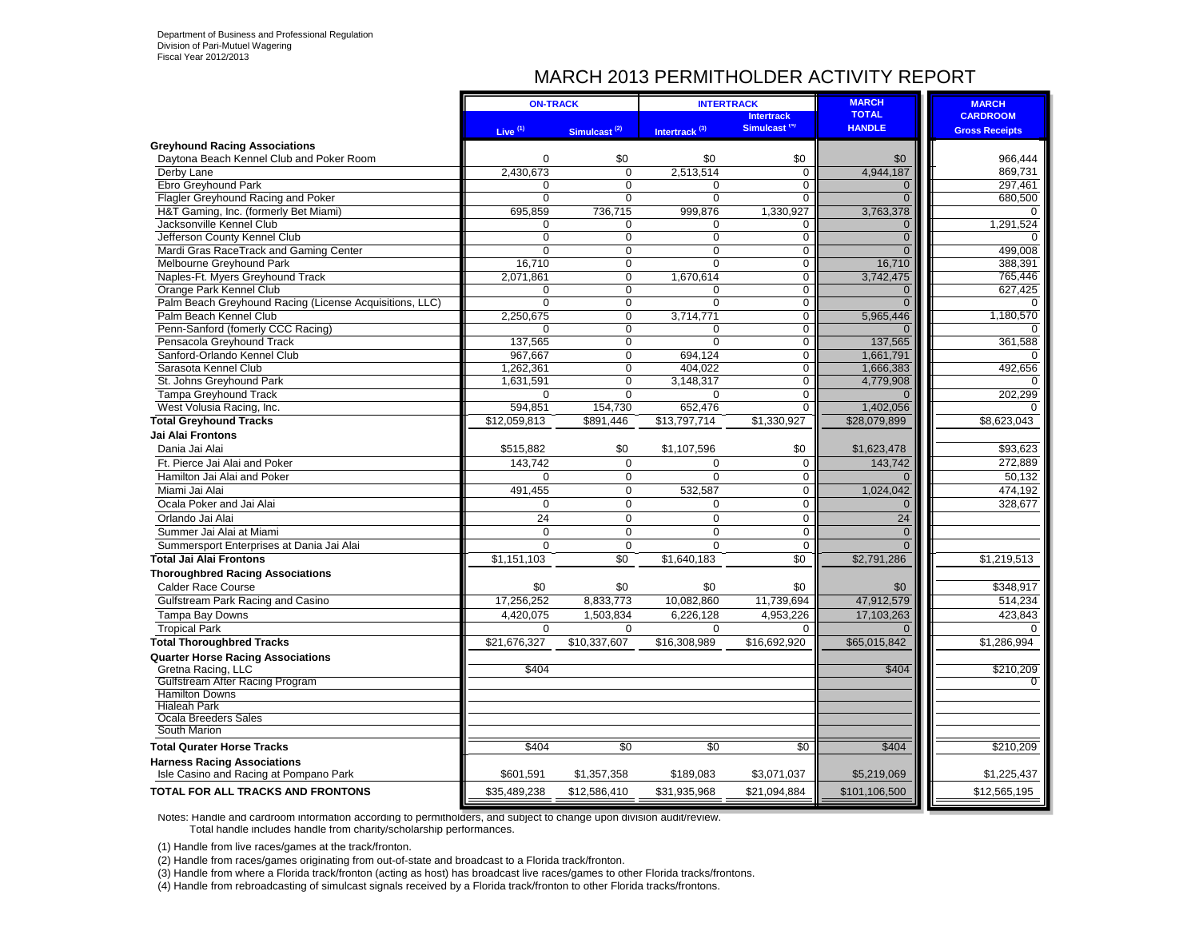Department of Business and Professional Regulation
Division of Pari-Mutuel Wagering
Fiscal Year 2012/2013

# MARCH 2013 PERMITHOLDER ACTIVITY REPORT

| | ON-TRACK | | INTERTRACK | | MARCH TOTAL HANDLE | MARCH CARDROOM Gross Receipts |
|---|---|---|---|---|---|---|
| | Live [1] | Simulcast [2] | Intertrack [3] | Intertrack Simulcast [4] | | |
| **Greyhound Racing Associations** | | | | | | |
| Daytona Beach Kennel Club and Poker Room | 0 | $0 | $0 | $0 | $0 | 966,444 |
| Derby Lane | 2,430,673 | 0 | 2,513,514 | 0 | 4,944,187 | 869,731 |
| Ebro Greyhound Park | 0 | 0 | 0 | 0 | 0 | 297,461 |
| Flagler Greyhound Racing and Poker | 0 | 0 | 0 | 0 | 0 | 680,500 |
| H&T Gaming, Inc. (formerly Bet Miami) | 695,859 | 736,715 | 999,876 | 1,330,927 | 3,763,378 | 0 |
| Jacksonville Kennel Club | 0 | 0 | 0 | 0 | 0 | 1,291,524 |
| Jefferson County Kennel Club | 0 | 0 | 0 | 0 | 0 | 0 |
| Mardi Gras RaceTrack and Gaming Center | 0 | 0 | 0 | 0 | 0 | 499,008 |
| Melbourne Greyhound Park | 16,710 | 0 | 0 | 0 | 16,710 | 388,391 |
| Naples-Ft. Myers Greyhound Track | 2,071,861 | 0 | 1,670,614 | 0 | 3,742,475 | 765,446 |
| Orange Park Kennel Club | 0 | 0 | 0 | 0 | 0 | 627,425 |
| Palm Beach Greyhound Racing (License Acquisitions, LLC) | 0 | 0 | 0 | 0 | 0 | 0 |
| Palm Beach Kennel Club | 2,250,675 | 0 | 3,714,771 | 0 | 5,965,446 | 1,180,570 |
| Penn-Sanford (fomerly CCC Racing) | 0 | 0 | 0 | 0 | 0 | 0 |
| Pensacola Greyhound Track | 137,565 | 0 | 0 | 0 | 137,565 | 361,588 |
| Sanford-Orlando Kennel Club | 967,667 | 0 | 694,124 | 0 | 1,661,791 | 0 |
| Sarasota Kennel Club | 1,262,361 | 0 | 404,022 | 0 | 1,666,383 | 492,656 |
| St. Johns Greyhound Park | 1,631,591 | 0 | 3,148,317 | 0 | 4,779,908 | 0 |
| Tampa Greyhound Track | 0 | 0 | 0 | 0 | 0 | 202,299 |
| West Volusia Racing, Inc. | 594,851 | 154,730 | 652,476 | 0 | 1,402,056 | 0 |
| **Total Greyhound Tracks** | $12,059,813 | $891,446 | $13,797,714 | $1,330,927 | $28,079,899 | $8,623,043 |
| **Jai Alai Frontons** | | | | | | |
| Dania Jai Alai | $515,882 | $0 | $1,107,596 | $0 | $1,623,478 | $93,623 |
| Ft. Pierce Jai Alai and Poker | 143,742 | 0 | 0 | 0 | 143,742 | 272,889 |
| Hamilton Jai Alai and Poker | 0 | 0 | 0 | 0 | 0 | 50,132 |
| Miami Jai Alai | 491,455 | 0 | 532,587 | 0 | 1,024,042 | 474,192 |
| Ocala Poker and Jai Alai | 0 | 0 | 0 | 0 | 0 | 328,677 |
| Orlando Jai Alai | 24 | 0 | 0 | 0 | 24 | |
| Summer Jai Alai at Miami | 0 | 0 | 0 | 0 | 0 | |
| Summersport Enterprises at Dania Jai Alai | 0 | 0 | 0 | 0 | 0 | |
| **Total Jai Alai Frontons** | $1,151,103 | $0 | $1,640,183 | $0 | $2,791,286 | $1,219,513 |
| **Thoroughbred Racing Associations** | | | | | | |
| Calder Race Course | $0 | $0 | $0 | $0 | $0 | $348,917 |
| Gulfstream Park Racing and Casino | 17,256,252 | 8,833,773 | 10,082,860 | 11,739,694 | 47,912,579 | 514,234 |
| Tampa Bay Downs | 4,420,075 | 1,503,834 | 6,226,128 | 4,953,226 | 17,103,263 | 423,843 |
| Tropical Park | 0 | 0 | 0 | 0 | 0 | 0 |
| **Total Thoroughbred Tracks** | $21,676,327 | $10,337,607 | $16,308,989 | $16,692,920 | $65,015,842 | $1,286,994 |
| **Quarter Horse Racing Associations** | | | | | | |
| Gretna Racing, LLC | $404 | | | | $404 | $210,209 |
| Gulfstream After Racing Program | | | | | | 0 |
| Hamilton Downs | | | | | | |
| Hialeah Park | | | | | | |
| Ocala Breeders Sales | | | | | | |
| South Marion | | | | | | |
| **Total Qurater Horse Tracks** | $404 | $0 | $0 | $0 | $404 | $210,209 |
| **Harness Racing Associations** | | | | | | |
| Isle Casino and Racing at Pompano Park | $601,591 | $1,357,358 | $189,083 | $3,071,037 | $5,219,069 | $1,225,437 |
| **TOTAL FOR ALL TRACKS AND FRONTONS** | $35,489,238 | $12,586,410 | $31,935,968 | $21,094,884 | $101,106,500 | $12,565,195 |

Notes: Handle and cardroom information according to permitholders, and subject to change upon division audit/review.
Total handle includes handle from charity/scholarship performances.

(1) Handle from live races/games at the track/fronton.

(2) Handle from races/games originating from out-of-state and broadcast to a Florida track/fronton.

(3) Handle from where a Florida track/fronton (acting as host) has broadcast live races/games to other Florida tracks/frontons.

(4) Handle from rebroadcasting of simulcast signals received by a Florida track/fronton to other Florida tracks/frontons.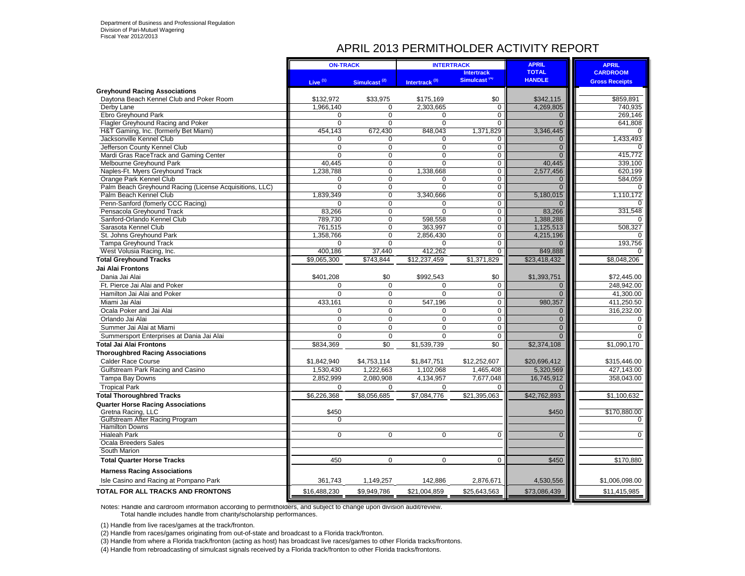Department of Business and Professional Regulation
Division of Pari-Mutuel Wagering
Fiscal Year 2012/2013

# APRIL 2013 PERMITHOLDER ACTIVITY REPORT

| | ON-TRACK | | INTERTRACK | | APRIL TOTAL HANDLE | APRIL CARDROOM Gross Receipts |
|---|---|---|---|---|---|---|
| | Live [1] | Simulcast [2] | Intertrack [3] | Intertrack Simulcast [4] | | |
| **Greyhound Racing Associations** | | | | | | |
| Daytona Beach Kennel Club and Poker Room | $132,972 | $33,975 | $175,169 | $0 | $342,115 | $859,891 |
| Derby Lane | 1,966,140 | 0 | 2,303,665 | 0 | 4,269,805 | 740,935 |
| Ebro Greyhound Park | 0 | 0 | 0 | 0 | 0 | 269,146 |
| Flagler Greyhound Racing and Poker | 0 | 0 | 0 | 0 | 0 | 641,808 |
| H&T Gaming, Inc. (formerly Bet Miami) | 454,143 | 672,430 | 848,043 | 1,371,829 | 3,346,445 | 0 |
| Jacksonville Kennel Club | 0 | 0 | 0 | 0 | 0 | 1,433,493 |
| Jefferson County Kennel Club | 0 | 0 | 0 | 0 | 0 | 0 |
| Mardi Gras RaceTrack and Gaming Center | 0 | 0 | 0 | 0 | 0 | 415,772 |
| Melbourne Greyhound Park | 40,445 | 0 | 0 | 0 | 40,445 | 339,100 |
| Naples-Ft. Myers Greyhound Track | 1,238,788 | 0 | 1,338,668 | 0 | 2,577,456 | 620,199 |
| Orange Park Kennel Club | 0 | 0 | 0 | 0 | 0 | 584,059 |
| Palm Beach Greyhound Racing (License Acquisitions, LLC) | 0 | 0 | 0 | 0 | 0 | 0 |
| Palm Beach Kennel Club | 1,839,349 | 0 | 3,340,666 | 0 | 5,180,015 | 1,110,172 |
| Penn-Sanford (fomerly CCC Racing) | 0 | 0 | 0 | 0 | 0 | 0 |
| Pensacola Greyhound Track | 83,266 | 0 | 0 | 0 | 83,266 | 331,548 |
| Sanford-Orlando Kennel Club | 789,730 | 0 | 598,558 | 0 | 1,388,288 | 0 |
| Sarasota Kennel Club | 761,515 | 0 | 363,997 | 0 | 1,125,513 | 508,327 |
| St. Johns Greyhound Park | 1,358,766 | 0 | 2,856,430 | 0 | 4,215,196 | 0 |
| Tampa Greyhound Track | 0 | 0 | 0 | 0 | 0 | 193,756 |
| West Volusia Racing, Inc. | 400,186 | 37,440 | 412,262 | 0 | 849,888 | 0 |
| **Total Greyhound Tracks** | $9,065,300 | $743,844 | $12,237,459 | $1,371,829 | $23,418,432 | $8,048,206 |
| **Jai Alai Frontons** | | | | | | |
| Dania Jai Alai | $401,208 | $0 | $992,543 | $0 | $1,393,751 | $72,445.00 |
| Ft. Pierce Jai Alai and Poker | 0 | 0 | 0 | 0 | 0 | 248,942.00 |
| Hamilton Jai Alai and Poker | 0 | 0 | 0 | 0 | 0 | 41,300.00 |
| Miami Jai Alai | 433,161 | 0 | 547,196 | 0 | 980,357 | 411,250.50 |
| Ocala Poker and Jai Alai | 0 | 0 | 0 | 0 | 0 | 316,232.00 |
| Orlando Jai Alai | 0 | 0 | 0 | 0 | 0 | 0 |
| Summer Jai Alai at Miami | 0 | 0 | 0 | 0 | 0 | 0 |
| Summersport Enterprises at Dania Jai Alai | 0 | 0 | 0 | 0 | 0 | 0 |
| **Total Jai Alai Frontons** | $834,369 | $0 | $1,539,739 | $0 | $2,374,108 | $1,090,170 |
| **Thoroughbred Racing Associations** | | | | | | |
| Calder Race Course | $1,842,940 | $4,753,114 | $1,847,751 | $12,252,607 | $20,696,412 | $315,446.00 |
| Gulfstream Park Racing and Casino | 1,530,430 | 1,222,663 | 1,102,068 | 1,465,408 | 5,320,569 | 427,143.00 |
| Tampa Bay Downs | 2,852,999 | 2,080,908 | 4,134,957 | 7,677,048 | 16,745,912 | 358,043.00 |
| Tropical Park | 0 | 0 | 0 | 0 | 0 | |
| **Total Thoroughbred Tracks** | $6,226,368 | $8,056,685 | $7,084,776 | $21,395,063 | $42,762,893 | $1,100,632 |
| **Quarter Horse Racing Associations** | | | | | | |
| Gretna Racing, LLC | $450 | | | | $450 | $170,880.00 |
| Gulfstream After Racing Program | 0 | | | | | 0 |
| Hamilton Downs | | | | | | |
| Hialeah Park | 0 | 0 | 0 | 0 | 0 | 0 |
| Ocala Breeders Sales | | | | | | |
| South Marion | | | | | | |
| **Total Quarter Horse Tracks** | 450 | 0 | 0 | 0 | $450 | $170,880 |
| **Harness Racing Associations** | | | | | | |
| Isle Casino and Racing at Pompano Park | 361,743 | 1,149,257 | 142,886 | 2,876,671 | 4,530,556 | $1,006,098.00 |
| **TOTAL FOR ALL TRACKS AND FRONTONS** | $16,488,230 | $9,949,786 | $21,004,859 | $25,643,563 | $73,086,439 | $11,415,985 |

Notes: Handle and cardroom information according to permitholders, and subject to change upon division audit/review.
Total handle includes handle from charity/scholarship performances.

(1) Handle from live races/games at the track/fronton.

(2) Handle from races/games originating from out-of-state and broadcast to a Florida track/fronton.

(3) Handle from where a Florida track/fronton (acting as host) has broadcast live races/games to other Florida tracks/frontons.

(4) Handle from rebroadcasting of simulcast signals received by a Florida track/fronton to other Florida tracks/frontons.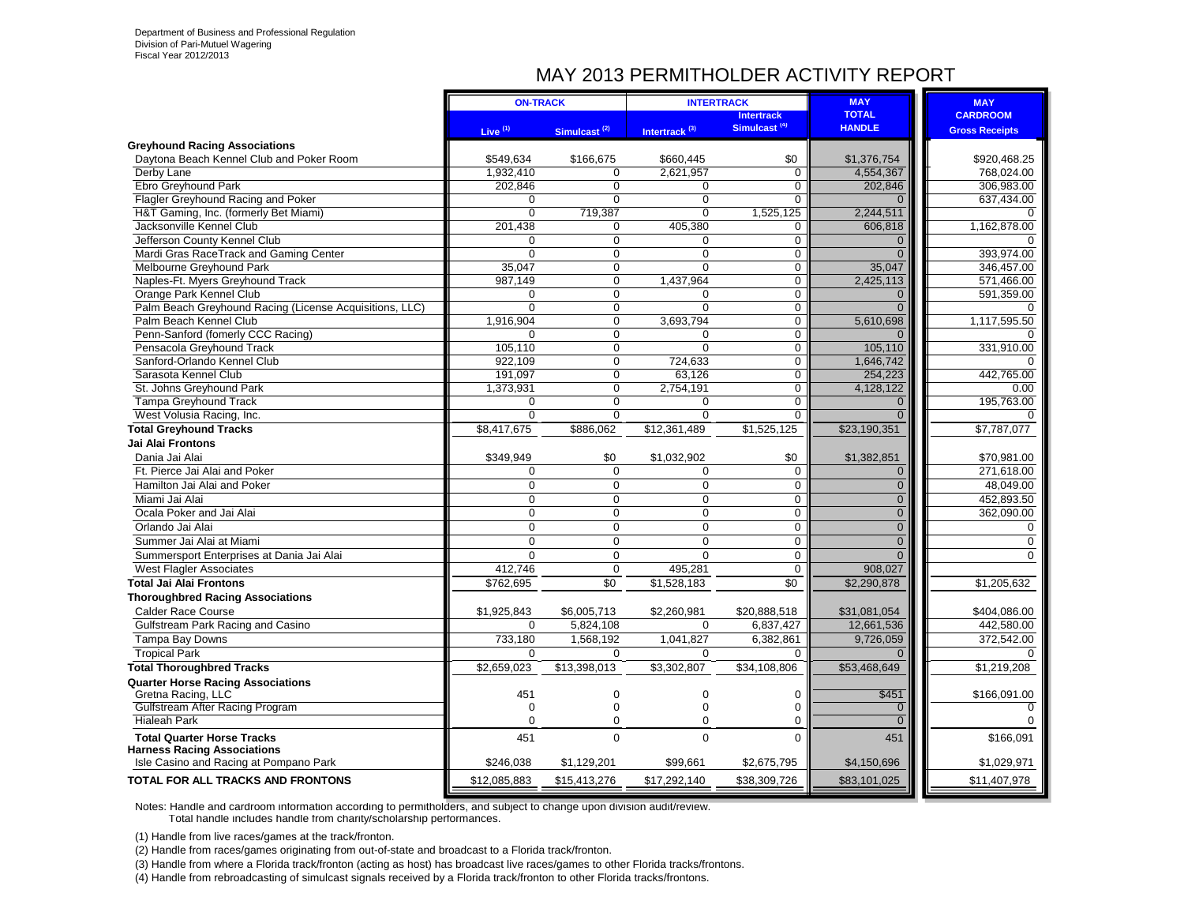Department of Business and Professional Regulation
Division of Pari-Mutuel Wagering
Fiscal Year 2012/2013

# MAY 2013 PERMITHOLDER ACTIVITY REPORT

| | ON-TRACK | | INTERTRACK | | MAY | MAY |
|---|---|---|---|---|---|---|
| | Live [1] | Simulcast [2] | Intertrack [3] | Intertrack Simulcast [4] | TOTAL HANDLE | CARDROOM Gross Receipts |
| **Greyhound Racing Associations** | | | | | | |
| Daytona Beach Kennel Club and Poker Room | $549,634 | $166,675 | $660,445 | $0 | $1,376,754 | $920,468.25 |
| Derby Lane | 1,932,410 | 0 | 2,621,957 | 0 | 4,554,367 | 768,024.00 |
| Ebro Greyhound Park | 202,846 | 0 | 0 | 0 | 202,846 | 306,983.00 |
| Flagler Greyhound Racing and Poker | 0 | 0 | 0 | 0 | 0 | 637,434.00 |
| H&T Gaming, Inc. (formerly Bet Miami) | 0 | 719,387 | 0 | 1,525,125 | 2,244,511 | 0 |
| Jacksonville Kennel Club | 201,438 | 0 | 405,380 | 0 | 606,818 | 1,162,878.00 |
| Jefferson County Kennel Club | 0 | 0 | 0 | 0 | 0 | 0 |
| Mardi Gras RaceTrack and Gaming Center | 0 | 0 | 0 | 0 | 0 | 393,974.00 |
| Melbourne Greyhound Park | 35,047 | 0 | 0 | 0 | 35,047 | 346,457.00 |
| Naples-Ft. Myers Greyhound Track | 987,149 | 0 | 1,437,964 | 0 | 2,425,113 | 571,466.00 |
| Orange Park Kennel Club | 0 | 0 | 0 | 0 | 0 | 591,359.00 |
| Palm Beach Greyhound Racing (License Acquisitions, LLC) | 0 | 0 | 0 | 0 | 0 | 0 |
| Palm Beach Kennel Club | 1,916,904 | 0 | 3,693,794 | 0 | 5,610,698 | 1,117,595.50 |
| Penn-Sanford (fomerly CCC Racing) | 0 | 0 | 0 | 0 | 0 | 0 |
| Pensacola Greyhound Track | 105,110 | 0 | 0 | 0 | 105,110 | 331,910.00 |
| Sanford-Orlando Kennel Club | 922,109 | 0 | 724,633 | 0 | 1,646,742 | 0 |
| Sarasota Kennel Club | 191,097 | 0 | 63,126 | 0 | 254,223 | 442,765.00 |
| St. Johns Greyhound Park | 1,373,931 | 0 | 2,754,191 | 0 | 4,128,122 | 0.00 |
| Tampa Greyhound Track | 0 | 0 | 0 | 0 | 0 | 195,763.00 |
| West Volusia Racing, Inc. | 0 | 0 | 0 | 0 | 0 | 0 |
| **Total Greyhound Tracks** | $8,417,675 | $886,062 | $12,361,489 | $1,525,125 | $23,190,351 | $7,787,077 |
| **Jai Alai Frontons** | | | | | | |
| Dania Jai Alai | $349,949 | $0 | $1,032,902 | $0 | $1,382,851 | $70,981.00 |
| Ft. Pierce Jai Alai and Poker | 0 | 0 | 0 | 0 | 0 | 271,618.00 |
| Hamilton Jai Alai and Poker | 0 | 0 | 0 | 0 | 0 | 48,049.00 |
| Miami Jai Alai | 0 | 0 | 0 | 0 | 0 | 452,893.50 |
| Ocala Poker and Jai Alai | 0 | 0 | 0 | 0 | 0 | 362,090.00 |
| Orlando Jai Alai | 0 | 0 | 0 | 0 | 0 | 0 |
| Summer Jai Alai at Miami | 0 | 0 | 0 | 0 | 0 | 0 |
| Summersport Enterprises at Dania Jai Alai | 0 | 0 | 0 | 0 | 0 | 0 |
| West Flagler Associates | 412,746 | 0 | 495,281 | 0 | 908,027 | |
| **Total Jai Alai Frontons** | $762,695 | $0 | $1,528,183 | $0 | $2,290,878 | $1,205,632 |
| **Thoroughbred Racing Associations** | | | | | | |
| Calder Race Course | $1,925,843 | $6,005,713 | $2,260,981 | $20,888,518 | $31,081,054 | $404,086.00 |
| Gulfstream Park Racing and Casino | 0 | 5,824,108 | 0 | 6,837,427 | 12,661,536 | 442,580.00 |
| Tampa Bay Downs | 733,180 | 1,568,192 | 1,041,827 | 6,382,861 | 9,726,059 | 372,542.00 |
| Tropical Park | 0 | 0 | 0 | 0 | 0 | 0 |
| **Total Thoroughbred Tracks** | $2,659,023 | $13,398,013 | $3,302,807 | $34,108,806 | $53,468,649 | $1,219,208 |
| **Quarter Horse Racing Associations** | | | | | | |
| Gretna Racing, LLC | 451 | 0 | 0 | 0 | $451 | $166,091.00 |
| Gulfstream After Racing Program | 0 | 0 | 0 | 0 | 0 | 0 |
| Hialeah Park | 0 | 0 | 0 | 0 | 0 | 0 |
| **Total Quarter Horse Tracks** | 451 | 0 | 0 | 0 | 451 | $166,091 |
| **Harness Racing Associations** | | | | | | |
| Isle Casino and Racing at Pompano Park | $246,038 | $1,129,201 | $99,661 | $2,675,795 | $4,150,696 | $1,029,971 |
| **TOTAL FOR ALL TRACKS AND FRONTONS** | $12,085,883 | $15,413,276 | $17,292,140 | $38,309,726 | $83,101,025 | $11,407,978 |

Notes: Handle and cardroom information according to permitholders, and subject to change upon division audit/review.
Total handle includes handle from charity/scholarship performances.

(1) Handle from live races/games at the track/fronton.

(2) Handle from races/games originating from out-of-state and broadcast to a Florida track/fronton.

(3) Handle from where a Florida track/fronton (acting as host) has broadcast live races/games to other Florida tracks/frontons.

(4) Handle from rebroadcasting of simulcast signals received by a Florida track/fronton to other Florida tracks/frontons.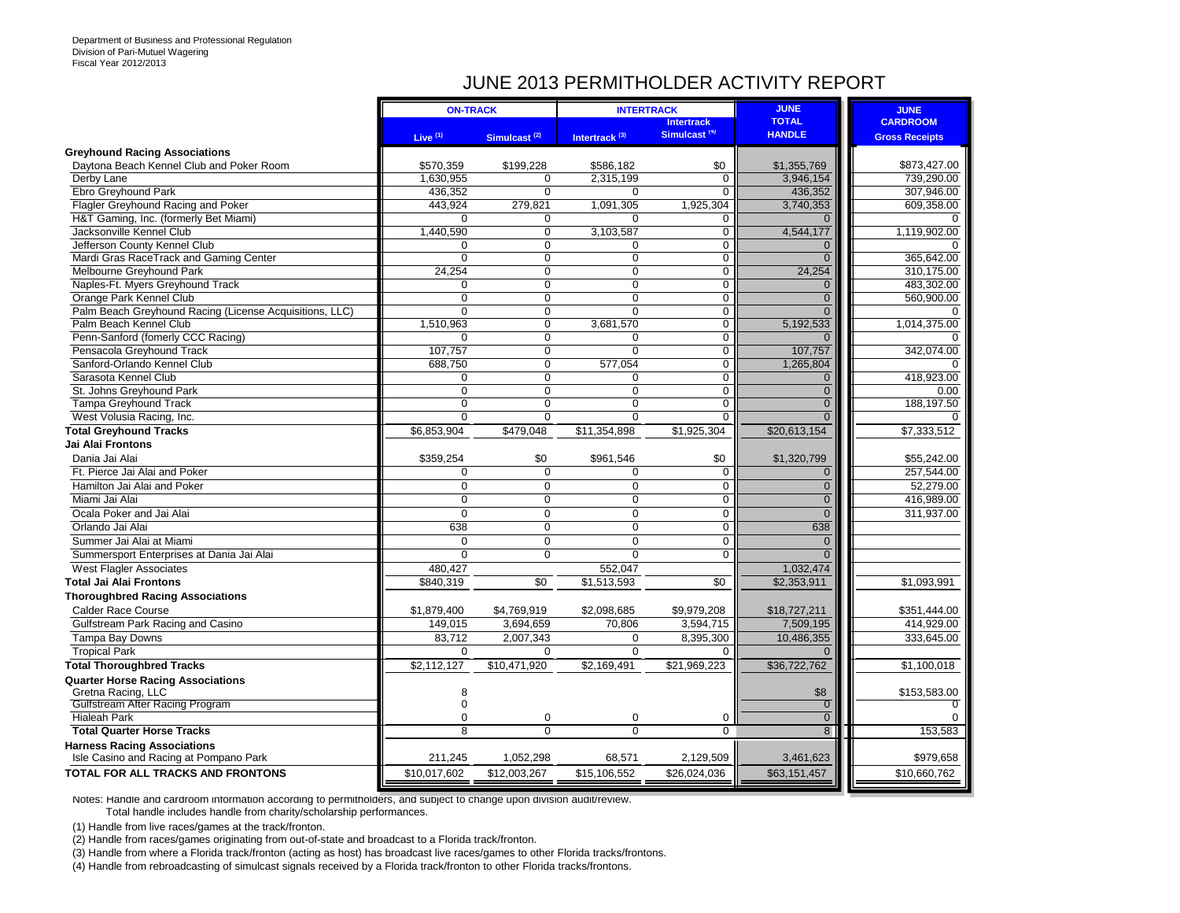Department of Business and Professional Regulation
Division of Pari-Mutuel Wagering
Fiscal Year 2012/2013

# JUNE 2013 PERMITHOLDER ACTIVITY REPORT

| | ON-TRACK | | INTERTRACK | | JUNE TOTAL HANDLE | JUNE CARDROOM Gross Receipts |
|---|---|---|---|---|---|---|
| | Live [1] | Simulcast [2] | Intertrack [3] | Intertrack Simulcast [4] | | |
| **Greyhound Racing Associations** | | | | | | |
| Daytona Beach Kennel Club and Poker Room | $570,359 | $199,228 | $586,182 | $0 | $1,355,769 | $873,427.00 |
| Derby Lane | 1,630,955 | 0 | 2,315,199 | 0 | 3,946,154 | 739,290.00 |
| Ebro Greyhound Park | 436,352 | 0 | 0 | 0 | 436,352 | 307,946.00 |
| Flagler Greyhound Racing and Poker | 443,924 | 279,821 | 1,091,305 | 1,925,304 | 3,740,353 | 609,358.00 |
| H&T Gaming, Inc. (formerly Bet Miami) | 0 | 0 | 0 | 0 | 0 | 0 |
| Jacksonville Kennel Club | 1,440,590 | 0 | 3,103,587 | 0 | 4,544,177 | 1,119,902.00 |
| Jefferson County Kennel Club | 0 | 0 | 0 | 0 | 0 | 0 |
| Mardi Gras RaceTrack and Gaming Center | 0 | 0 | 0 | 0 | 0 | 365,642.00 |
| Melbourne Greyhound Park | 24,254 | 0 | 0 | 0 | 24,254 | 310,175.00 |
| Naples-Ft. Myers Greyhound Track | 0 | 0 | 0 | 0 | 0 | 483,302.00 |
| Orange Park Kennel Club | 0 | 0 | 0 | 0 | 0 | 560,900.00 |
| Palm Beach Greyhound Racing (License Acquisitions, LLC) | 0 | 0 | 0 | 0 | 0 | 0 |
| Palm Beach Kennel Club | 1,510,963 | 0 | 3,681,570 | 0 | 5,192,533 | 1,014,375.00 |
| Penn-Sanford (fomerly CCC Racing) | 0 | 0 | 0 | 0 | 0 | 0 |
| Pensacola Greyhound Track | 107,757 | 0 | 0 | 0 | 107,757 | 342,074.00 |
| Sanford-Orlando Kennel Club | 688,750 | 0 | 577,054 | 0 | 1,265,804 | 0 |
| Sarasota Kennel Club | 0 | 0 | 0 | 0 | 0 | 418,923.00 |
| St. Johns Greyhound Park | 0 | 0 | 0 | 0 | 0 | 0.00 |
| Tampa Greyhound Track | 0 | 0 | 0 | 0 | 0 | 188,197.50 |
| West Volusia Racing, Inc. | 0 | 0 | 0 | 0 | 0 | 0 |
| **Total Greyhound Tracks** | $6,853,904 | $479,048 | $11,354,898 | $1,925,304 | $20,613,154 | $7,333,512 |
| **Jai Alai Frontons** | | | | | | |
| Dania Jai Alai | $359,254 | $0 | $961,546 | $0 | $1,320,799 | $55,242.00 |
| Ft. Pierce Jai Alai and Poker | 0 | 0 | 0 | 0 | 0 | 257,544.00 |
| Hamilton Jai Alai and Poker | 0 | 0 | 0 | 0 | 0 | 52,279.00 |
| Miami Jai Alai | 0 | 0 | 0 | 0 | 0 | 416,989.00 |
| Ocala Poker and Jai Alai | 0 | 0 | 0 | 0 | 0 | 311,937.00 |
| Orlando Jai Alai | 638 | 0 | 0 | 0 | 638 | |
| Summer Jai Alai at Miami | 0 | 0 | 0 | 0 | 0 | |
| Summersport Enterprises at Dania Jai Alai | 0 | 0 | 0 | 0 | 0 | |
| West Flagler Associates | 480,427 | | 552,047 | | 1,032,474 | |
| **Total Jai Alai Frontons** | $840,319 | $0 | $1,513,593 | $0 | $2,353,911 | $1,093,991 |
| **Thoroughbred Racing Associations** | | | | | | |
| Calder Race Course | $1,879,400 | $4,769,919 | $2,098,685 | $9,979,208 | $18,727,211 | $351,444.00 |
| Gulfstream Park Racing and Casino | 149,015 | 3,694,659 | 70,806 | 3,594,715 | 7,509,195 | 414,929.00 |
| Tampa Bay Downs | 83,712 | 2,007,343 | 0 | 8,395,300 | 10,486,355 | 333,645.00 |
| Tropical Park | 0 | 0 | 0 | 0 | 0 | |
| **Total Thoroughbred Tracks** | $2,112,127 | $10,471,920 | $2,169,491 | $21,969,223 | $36,722,762 | $1,100,018 |
| **Quarter Horse Racing Associations** | | | | | | |
| Gretna Racing, LLC | 8 | | | | $8 | $153,583.00 |
| Gulfstream After Racing Program | 0 | | | | 0 | 0 |
| Hialeah Park | 0 | 0 | 0 | 0 | 0 | 0 |
| **Total Quarter Horse Tracks** | 8 | 0 | 0 | 0 | 8 | 153,583 |
| **Harness Racing Associations** | | | | | | |
| Isle Casino and Racing at Pompano Park | 211,245 | 1,052,298 | 68,571 | 2,129,509 | 3,461,623 | $979,658 |
| **TOTAL FOR ALL TRACKS AND FRONTONS** | $10,017,602 | $12,003,267 | $15,106,552 | $26,024,036 | $63,151,457 | $10,660,762 |

Notes: Handle and cardroom information according to permitholders, and subject to change upon division audit/review.
Total handle includes handle from charity/scholarship performances.

(1) Handle from live races/games at the track/fronton.

(2) Handle from races/games originating from out-of-state and broadcast to a Florida track/fronton.

(3) Handle from where a Florida track/fronton (acting as host) has broadcast live races/games to other Florida tracks/frontons.

(4) Handle from rebroadcasting of simulcast signals received by a Florida track/fronton to other Florida tracks/frontons.